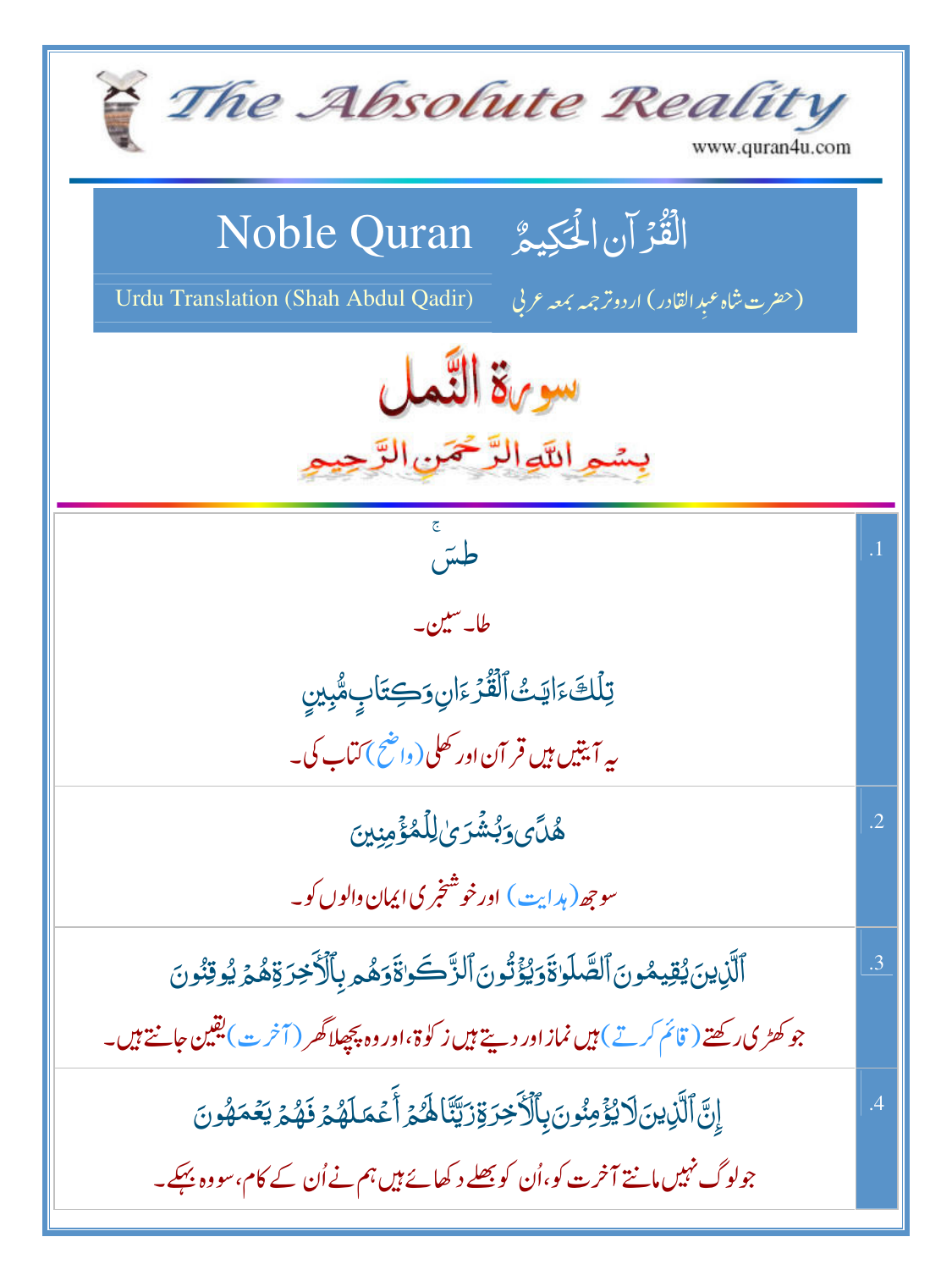# The Absolute Reality

www.quran4u.com

## Noble Quran — اَلْقُرْآنُ الْحَكِيمُ

Urdu Translation (Shah Abdul Qadir) — (حضرت شاہ عبدِ القادر) اردو ترجمہ بمعہ عربی

# سورۃ النّمل

بِسْمِ اللّٰهِ الرَّحْمٰنِ الرَّحِيْمِ

| | |
|---|---|
| 1. | طسٓ ۚ<br>طا۔ سین۔<br>تِلْكَ ءَايَٰتُ ٱلْقُرْءَانِ وَكِتَابٍ مُّبِينٍ<br>یہ آیتیں ہیں قرآن اور کھلی (واضح) کتاب کی۔ |
| 2. | هُدًى وَبُشْرَىٰ لِلْمُؤْمِنِينَ<br>سوجھ (ہدایت) اور خوشخبری ایمان والوں کو۔ |
| 3. | ٱلَّذِينَ يُقِيمُونَ ٱلصَّلَوٰةَ وَيُؤْتُونَ ٱلزَّكَوٰةَ وَهُم بِٱلْءَاخِرَةِ هُمْ يُوقِنُونَ<br>جو کھڑی رکھتے (قائم کرتے) ہیں نماز اور دیتے ہیں زکوٰۃ، اور وہ پچھلا گھر (آخرت) یقین جانتے ہیں۔ |
| 4. | إِنَّ ٱلَّذِينَ لَا يُؤْمِنُونَ بِٱلْءَاخِرَةِ زَيَّنَّا لَهُمْ أَعْمَٰلَهُمْ فَهُمْ يَعْمَهُونَ<br>جو لوگ نہیں مانتے آخرت کو، اُن کو بھلے دکھائے ہیں ہم نے اُن کے کام، سو وہ بہکے۔ |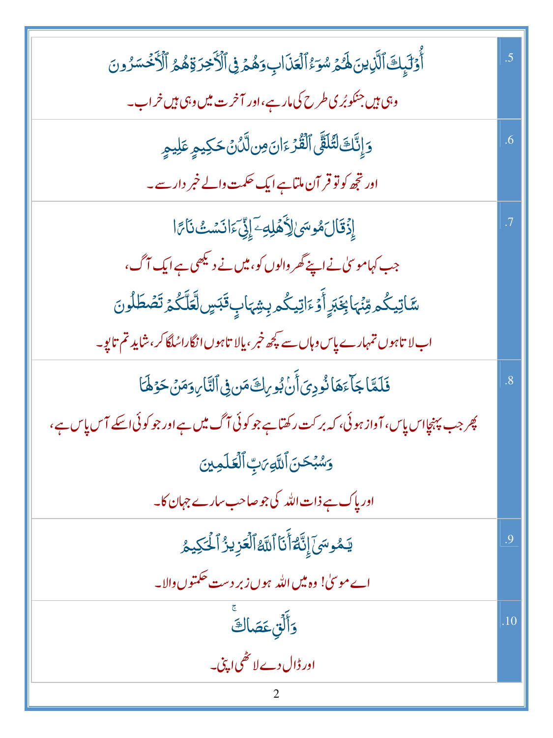| | |
|---|---|
| أُوْلَٰٓئِكَ ٱلَّذِينَ لَهُمْ سُوٓءُ ٱلْعَذَابِ وَهُمْ فِى ٱلْءَاخِرَةِ هُمُ ٱلْأَخْسَرُونَ<br>وہی ہیں جنکو بُری طرح کی مار ہے، اور آخرت میں وہی ہیں خراب۔ | .5 |
| وَإِنَّكَ لَتُلَقَّى ٱلْقُرْءَانَ مِن لَّدُنْ حَكِيمٍ عَلِيمٍ<br>اور تجھ کو تو قرآن ملتا ہے ایک حکمت والے خبر دار سے۔ | .6 |
| إِذْ قَالَ مُوسَىٰ لِأَهْلِهِۦٓ إِنِّىٓ ءَانَسْتُ نَارًا<br>جب کہا موسیٰ نے اپنے گھر والوں کو، میں نے دیکھی ہے ایک آگ،<br>سَـَٔاتِيكُم مِّنْهَا بِخَبَرٍ أَوْ ءَاتِيكُم بِشِهَابٍ قَبَسٍ لَّعَلَّكُمْ تَصْطَلُونَ<br>اب لاتا ہوں تمہارے پاس وہاں سے کچھ خبر، یالاتا ہوں انگارا سُلگا کر، شاید تم تاپو۔ | .7 |
| فَلَمَّا جَآءَهَا نُودِىَ أَنۢ بُورِكَ مَن فِى ٱلنَّارِ وَمَنْ حَوْلَهَا<br>پھر جب پہنچا اس پاس، آواز ہوئی، کہ برکت رکھتا ہے جو کوئی آگ میں ہے اور جو کوئی اسکے آس پاس ہے،<br>وَسُبْحَٰنَ ٱللَّهِ رَبِّ ٱلْعَٰلَمِينَ<br>اور پاک ہے ذات اللہ کی جو صاحب سارے جہان کا۔ | .8 |
| يَٰمُوسَىٰٓ إِنَّهُۥٓ أَنَا ٱللَّهُ ٱلْعَزِيزُ ٱلْحَكِيمُ<br>اے موسیٰ! وہ میں اللہ ہوں زبر دست حکمتوں والا۔ | .9 |
| وَأَلْقِ عَصَاكَ ۚ<br>اور ڈال دے لاٹھی اپنی۔ | .10 |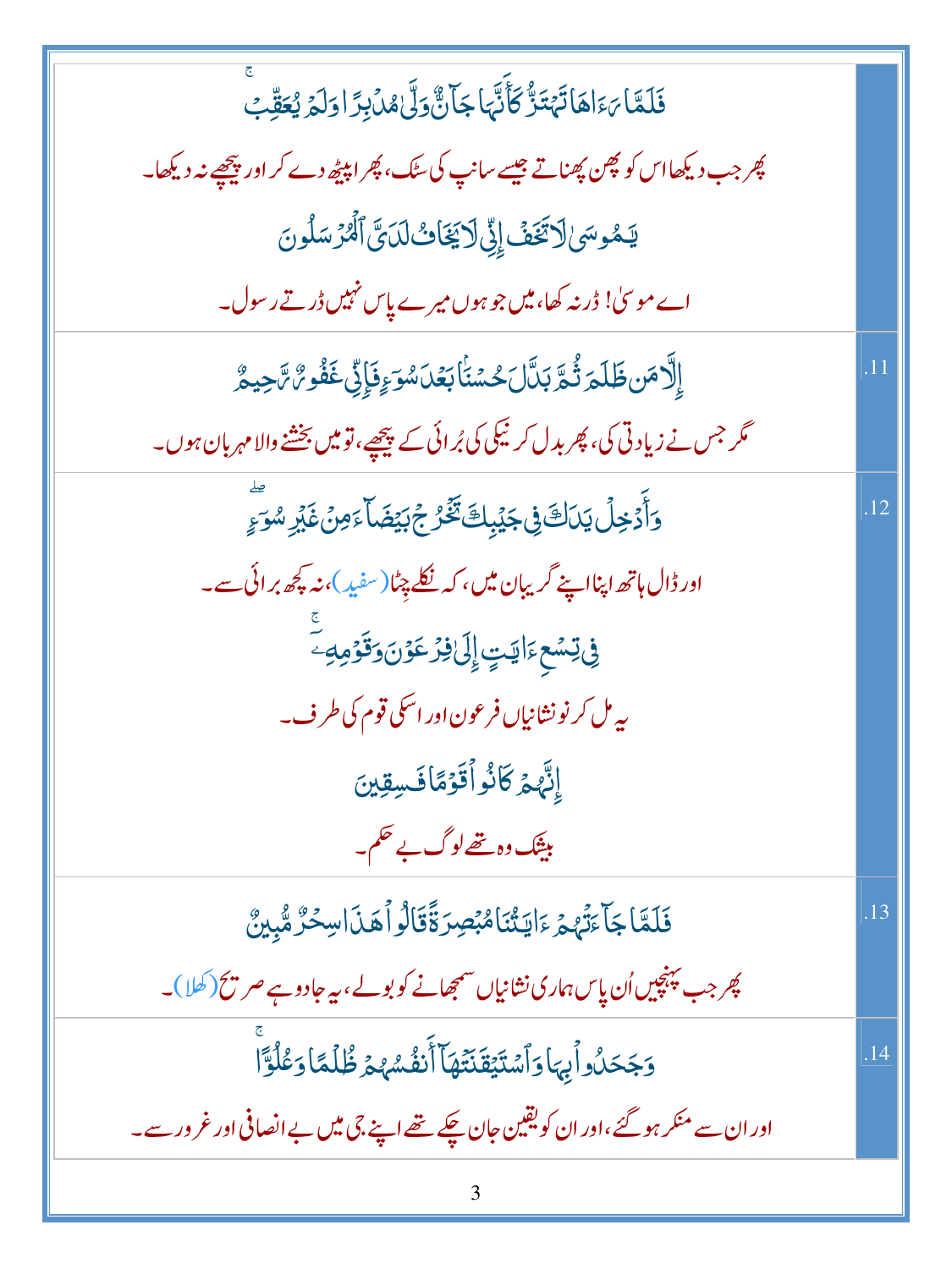| | |
|---|---|
| فَلَمَّا رَءَاهَا تَهْتَزُّ كَأَنَّهَا جَآنٌّ وَلَّىٰ مُدْبِرًا وَلَمْ يُعَقِّبْ ۚ<br>پھر جب دیکھا اس کو پھن پھناتے جیسے سانپ کی سٹک، پھر ا پیٹھ دے کر اور پیچھے نہ دیکھا۔<br>يَـٰمُوسَىٰ لَا تَخَفْ إِنِّى لَا يَخَافُ لَدَىَّ ٱلْمُرْسَلُونَ<br>اے موسیٰ! ڈر نہ کھا، میں جو ہوں میرے پاس نہیں ڈرتے رسول۔ | |
| إِلَّا مَن ظَلَمَ ثُمَّ بَدَّلَ حُسْنًۢا بَعْدَ سُوٓءٍ فَإِنِّى غَفُورٌ رَّحِيمٌ<br>مگر جس نے زیادتی کی، پھر بدل کر نیکی کی بُرائی کے پیچھے، تو میں بخشنے والا مہربان ہوں۔ | .11 |
| وَأَدْخِلْ يَدَكَ فِى جَيْبِكَ تَخْرُجْ بَيْضَآءَ مِنْ غَيْرِ سُوٓءٍ ۖ<br>اور ڈال ہاتھ اپنا اپنے گریبان میں، کہ نکلے چِٹا (سفید)، نہ کچھ برائی سے۔<br>فِى تِسْعِ ءَايَـٰتٍ إِلَىٰ فِرْعَوْنَ وَقَوْمِهِۦٓ ۚ<br>یہ مل کر نو نشانیاں فرعون اور اسکی قوم کی طرف۔<br>إِنَّهُمْ كَانُوا۟ قَوْمًا فَـٰسِقِينَ<br>بیشک وہ تھے لوگ بے حکم۔ | .12 |
| فَلَمَّا جَآءَتْهُمْ ءَايَـٰتُنَا مُبْصِرَةً قَالُوا۟ هَـٰذَا سِحْرٌ مُّبِينٌ<br>پھر جب پہنچیں اُن پاس ہماری نشانیاں سمجھانے کو بولے، یہ جادو ہے صریح (کھلا)۔ | .13 |
| وَجَحَدُوا۟ بِهَا وَٱسْتَيْقَنَتْهَآ أَنفُسُهُمْ ظُلْمًا وَعُلُوًّا ۚ<br>اور ان سے منکر ہو گئے، اور ان کو یقین جان چکے تھے اپنے جی میں بے انصافی اور غرور سے۔ | .14 |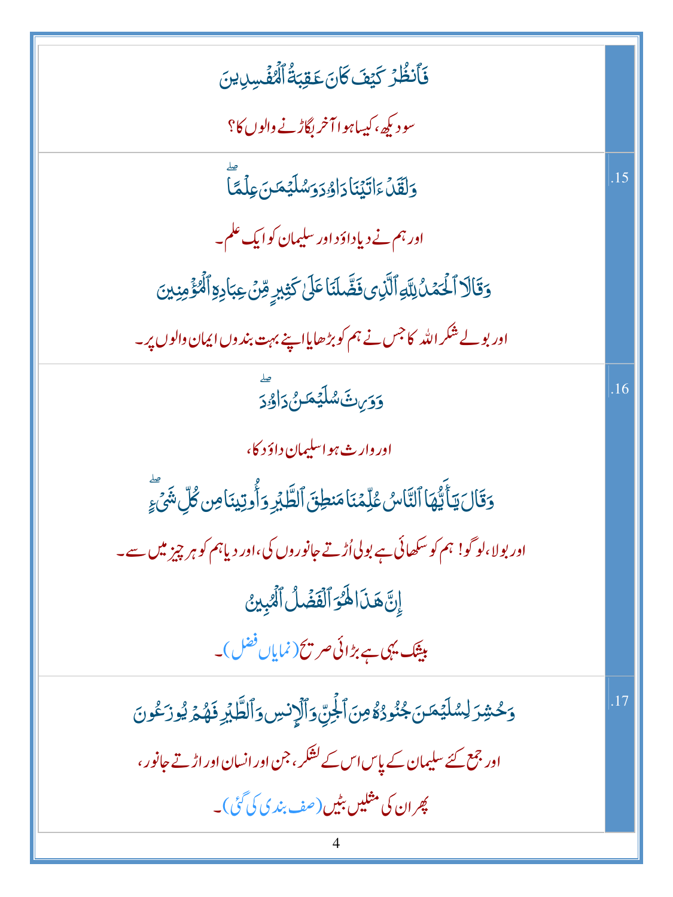| | |
|---|---|
| فَٱنظُرۡ كَيۡفَ كَانَ عَٰقِبَةُ ٱلۡمُفۡسِدِينَ<br><br>سو دیکھ، کیسا ہوا آخر بگاڑنے والوں کا؟ | |
| وَلَقَدۡ ءَاتَيۡنَا دَاوُۥدَ وَسُلَيۡمَٰنَ عِلۡمًاۖ<br><br>اور ہم نے دیا داؤد اور سلیمان کو ایک علم۔<br><br>وَقَالَا ٱلۡحَمۡدُ لِلَّهِ ٱلَّذِي فَضَّلَنَا عَلَىٰ كَثِيرٍ مِّنۡ عِبَادِهِ ٱلۡمُؤۡمِنِينَ<br><br>اور بولے شکر اللہ کا جس نے ہم کو بڑھایا اپنے بہت بندوں ایمان والوں پر۔ | .15 |
| وَوَرِثَ سُلَيۡمَٰنُ دَاوُۥدَۖ<br><br>اور وارث ہوا سلیمان داؤد کا،<br><br>وَقَالَ يَٰٓأَيُّهَا ٱلنَّاسُ عُلِّمۡنَا مَنطِقَ ٱلطَّيۡرِ وَأُوتِينَا مِن كُلِّ شَيۡءٍۖ<br><br>اور بولا، لوگو! ہم کو سکھائی ہے بولی اُڑتے جانوروں کی، اور دیا ہم کو ہر چیز میں سے۔<br><br>إِنَّ هَٰذَا لَهُوَ ٱلۡفَضۡلُ ٱلۡمُبِينُ<br><br>بیشک یہی ہے بڑائی صریح (نمایاں فضل)۔ | .16 |
| وَحُشِرَ لِسُلَيۡمَٰنَ جُنُودُهُۥ مِنَ ٱلۡجِنِّ وَٱلۡإِنسِ وَٱلطَّيۡرِ فَهُمۡ يُوزَعُونَ<br><br>اور جمع کئے سلیمان کے پاس اس کے لشکر، جن اور انسان اور اڑتے جانور،<br><br>پھر ان کی مثلیں بٹیں (صف بندی کی گئ)۔ | .17 |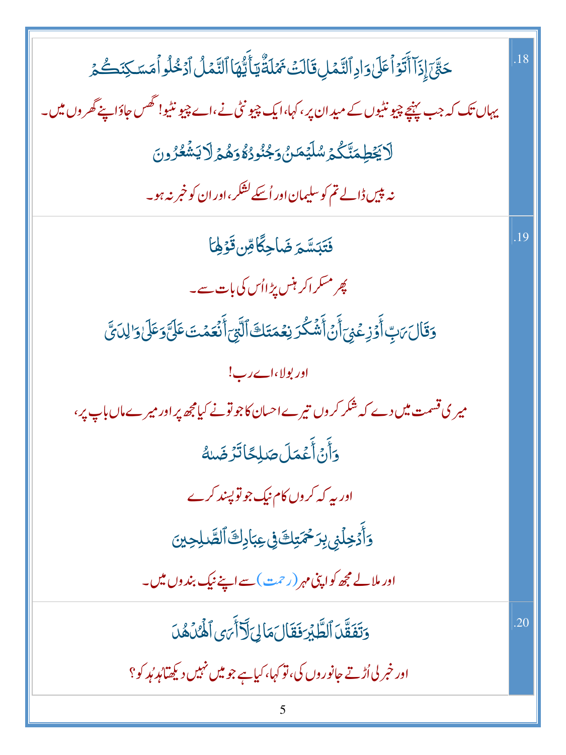| | |
|---|---|
| .18 | حَتَّىٰٓ إِذَآ أَتَوْا۟ عَلَىٰ وَادِ ٱلنَّمْلِ قَالَتْ نَمْلَةٌ يَـٰٓأَيُّهَا ٱلنَّمْلُ ٱدْخُلُوا۟ مَسَـٰكِنَكُمْ<br><br>یہاں تک کہ جب پہنچے چیونٹیوں کے میدان پر، کہا، ایک چیونٹی نے، اے چیونٹیو! گھس جاؤ اپنے گھروں میں۔<br><br>لَا يَحْطِمَنَّكُمْ سُلَيْمَـٰنُ وَجُنُودُهُۥ وَهُمْ لَا يَشْعُرُونَ<br><br>نہ پیس ڈالے تم کو سلیمان اور اُسکے لشکر، اور ان کو خبر نہ ہو۔ |
| .19 | فَتَبَسَّمَ ضَاحِكًا مِّن قَوْلِهَا<br><br>پھر مسکرا کر ہنس پڑا اُس کی بات سے۔<br><br>وَقَالَ رَبِّ أَوْزِعْنِىٓ أَنْ أَشْكُرَ نِعْمَتَكَ ٱلَّتِىٓ أَنْعَمْتَ عَلَىَّ وَعَلَىٰ وَٰلِدَىَّ<br><br>اور بولا، اے رب!<br><br>میری قسمت میں دے کہ شکر کروں تیرے احسان کا جو تو نے کیا مجھ پر اور میرے ماں باپ پر،<br><br>وَأَنْ أَعْمَلَ صَـٰلِحًا تَرْضَىٰهُ<br><br>اور یہ کہ کروں کام نیک جو تو پسند کرے<br><br>وَأَدْخِلْنِى بِرَحْمَتِكَ فِى عِبَادِكَ ٱلصَّـٰلِحِينَ<br><br>اور ملا لے مجھ کو اپنی مہر (رحمت) سے اپنے نیک بندوں میں۔ |
| .20 | وَتَفَقَّدَ ٱلطَّيْرَ فَقَالَ مَا لِىَ لَآ أَرَى ٱلْهُدْهُدَ<br><br>اور خبر لی اُڑتے جانوروں کی، تو کہا، کیا ہے جو میں نہیں دیکھتا ہُدہُد کو؟ |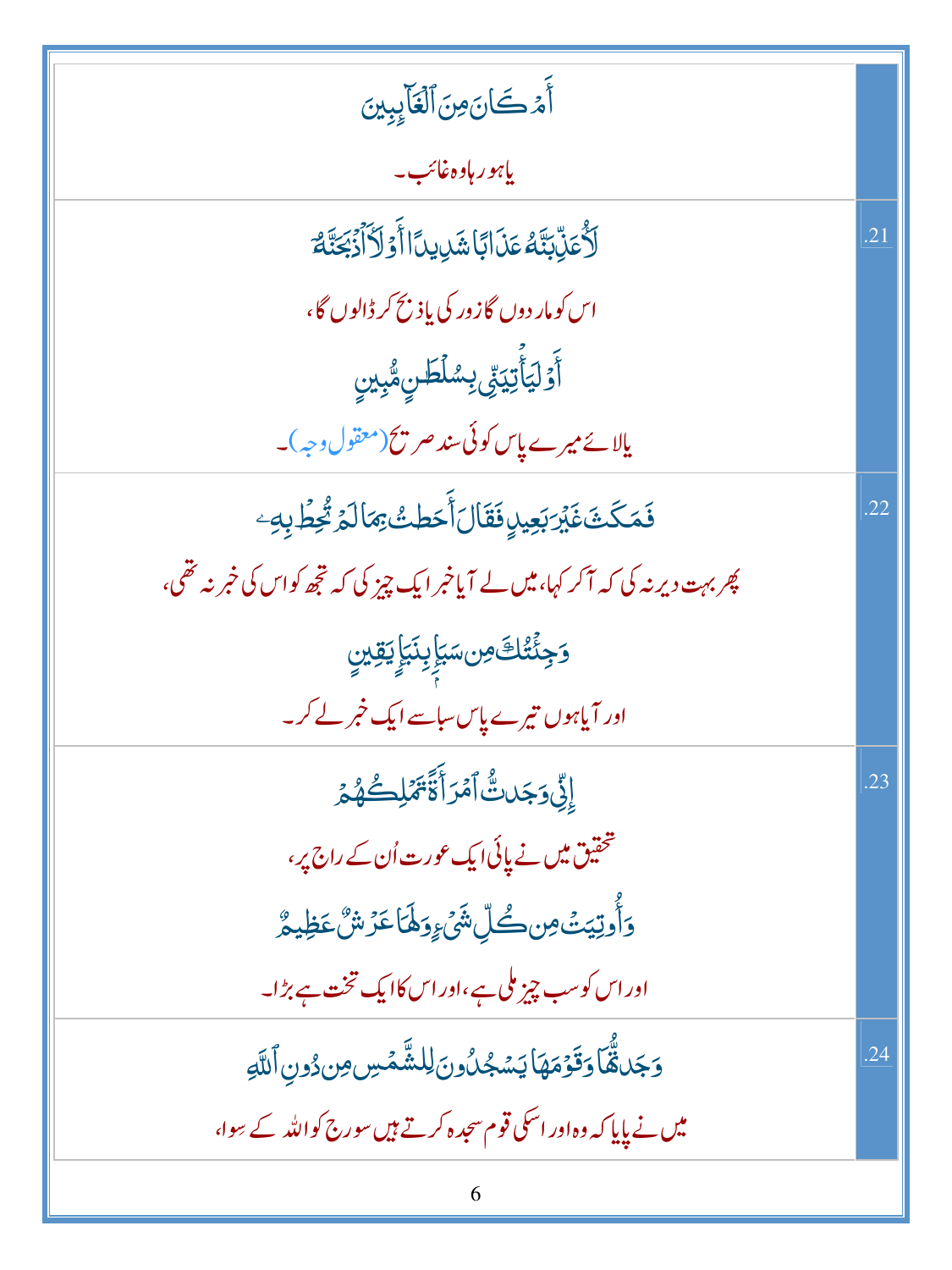| | |
|---|---|
| | أَمۡ كَانَ مِنَ ٱلۡغَآئِبِينَ<br>یا ہو رہا وہ غائب۔ |
| .21 | لَأُعَذِّبَنَّهُۥ عَذَابًا شَدِيدًا أَوۡ لَأَاْذۡبَحَنَّهُۥٓ<br>اس کو مار دوں گا زور کی یا ذبح کر ڈالوں گا،<br>أَوۡ لَيَأۡتِيَنِّي بِسُلۡطَٰنٖ مُّبِينٖ<br>یا لائے میرے پاس کوئی سند صریح (معقول وجہ)۔ |
| .22 | فَمَكَثَ غَيۡرَ بَعِيدٖ فَقَالَ أَحَطتُ بِمَا لَمۡ تُحِطۡ بِهِۦ<br>پھر بہت دیر نہ کی کہ آ کر کہا، میں لے آیا خبر ایک چیز کی کہ تجھ کو اس کی خبر نہ تھی،<br>وَجِئۡتُكَ مِن سَبَإِۭ بِنَبَإٖ يَقِينٍ<br>اور آیا ہوں تیرے پاس سبا سے ایک خبر لے کر۔ |
| .23 | إِنِّي وَجَدتُّ ٱمۡرَأَةٗ تَمۡلِكُهُمۡ<br>تحقیق میں نے پائی ایک عورت اُن کے راج پر،<br>وَأُوتِيَتۡ مِن كُلِّ شَيۡءٖ وَلَهَا عَرۡشٌ عَظِيمٞ<br>اور اس کو سب چیز ملی ہے، اور اس کا ایک تخت ہے بڑا۔ |
| .24 | وَجَدتُّهَا وَقَوۡمَهَا يَسۡجُدُونَ لِلشَّمۡسِ مِن دُونِ ٱللَّهِ<br>میں نے پایا کہ وہ اور اسکی قوم سجدہ کرتے ہیں سورج کو اللہ کے سِوا، |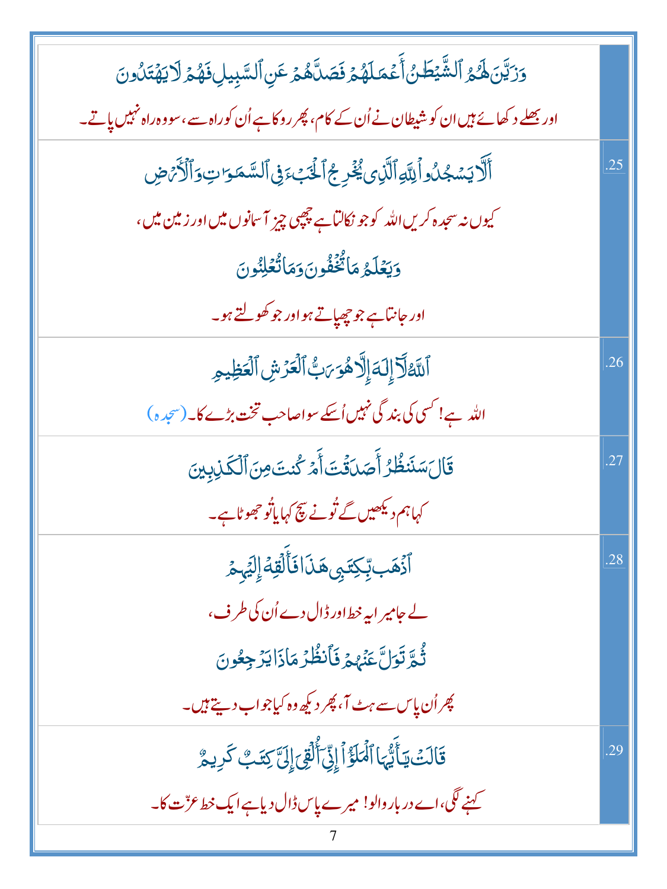| | |
|---|---|
| وَزَيَّنَ لَهُمُ ٱلشَّيْطَٰنُ أَعْمَٰلَهُمْ فَصَدَّهُمْ عَنِ ٱلسَّبِيلِ فَهُمْ لَا يَهْتَدُونَ<br><br>اور بھلے دکھائے ہیں ان کو شیطان نے اُن کے کام، پھر روکا ہے اُن کو راہ سے، سو وہ راہ نہیں پاتے۔ | |
| أَلَّا يَسْجُدُوا۟ لِلَّهِ ٱلَّذِى يُخْرِجُ ٱلْخَبْءَ فِى ٱلسَّمَٰوَٰتِ وَٱلْأَرْضِ<br><br>کیوں نہ سجدہ کریں اللہ کو جو نکالتا ہے چھپی چیز آسمانوں میں اور زمین میں،<br><br>وَيَعْلَمُ مَا تُخْفُونَ وَمَا تُعْلِنُونَ<br><br>اور جانتا ہے جو چھپاتے ہو اور جو کھولتے ہو۔ | .25 |
| ٱللَّهُ لَآ إِلَٰهَ إِلَّا هُوَ رَبُّ ٱلْعَرْشِ ٱلْعَظِيمِ<br><br>اللہ ہے! کسی کی بندگی نہیں اُسکے سوا صاحب تخت بڑے کا۔ (سجدہ) | .26 |
| قَالَ سَنَنظُرُ أَصَدَقْتَ أَمْ كُنتَ مِنَ ٱلْكَٰذِبِينَ<br><br>کہا ہم دیکھیں گے تُو نے سچ کہا یا تُو جھوٹا ہے۔ | .27 |
| ٱذْهَب بِّكِتَٰبِى هَٰذَا فَأَلْقِهْ إِلَيْهِمْ<br><br>لے جا میرا یہ خط اور ڈال دے اُن کی طرف،<br><br>ثُمَّ تَوَلَّ عَنْهُمْ فَٱنظُرْ مَاذَا يَرْجِعُونَ<br><br>پھر اُن پاس سے ہٹ آ، پھر دیکھ وہ کیا جواب دیتے ہیں۔ | .28 |
| قَالَتْ يَٰٓأَيُّهَا ٱلْمَلَؤُا۟ إِنِّىٓ أُلْقِىَ إِلَىَّ كِتَٰبٌ كَرِيمٌ<br><br>کہنے لگی، اے دربار والو! میرے پاس ڈال دیا ہے ایک خط عزّت کا۔ | .29 |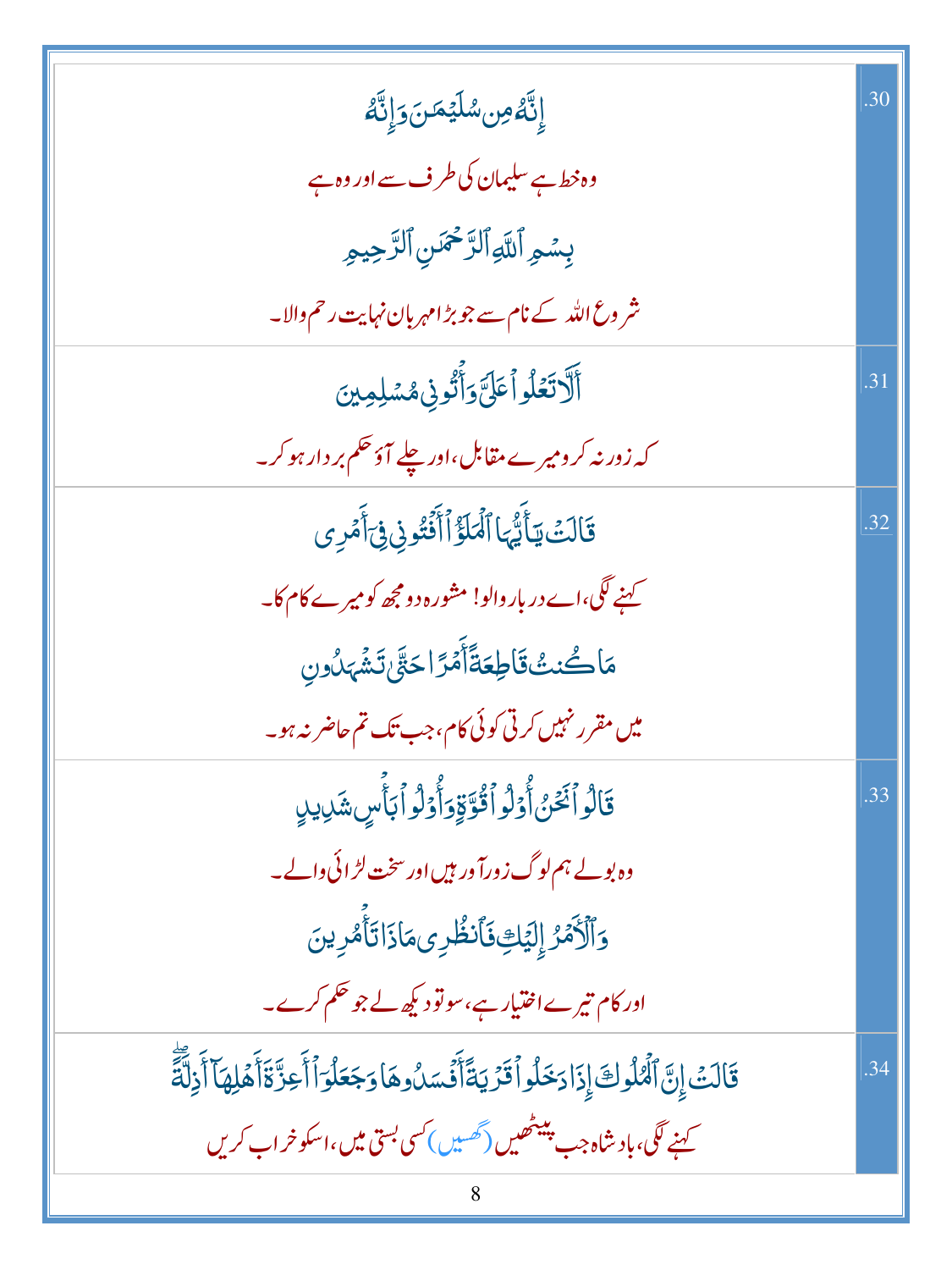| | |
|---|---|
| إِنَّهُۥ مِن سُلَيۡمَـٰنَ وَإِنَّهُۥ<br>وہ خط ہے سلیمان کی طرف سے اور وہ ہے<br>بِسۡمِ ٱللَّهِ ٱلرَّحۡمَـٰنِ ٱلرَّحِيمِ<br>شروع اللہ کے نام سے جو بڑا مہربان نہایت رحم والا۔ | .30 |
| أَلَّا تَعۡلُواْ عَلَيَّ وَأۡتُونِي مُسۡلِمِينَ<br>کہ زور نہ کرو میرے مقابل، اور چلے آؤ حکم بردار ہو کر۔ | .31 |
| قَالَتۡ يَـٰٓأَيُّهَا ٱلۡمَلَؤُاْ أَفۡتُونِي فِيٓ أَمۡرِي<br>کہنے لگی، اے دربار والو! مشورہ دو مجھ کو میرے کام کا۔<br>مَا كُنتُ قَاطِعَةً أَمۡرًا حَتَّىٰ تَشۡهَدُونِ<br>میں مقرر نہیں کرتی کوئی کام، جب تک تم حاضر نہ ہو۔ | .32 |
| قَالُواْ نَحۡنُ أُوْلُواْ قُوَّةٖ وَأُوْلُواْ بَأۡسٖ شَدِيدٖ<br>وہ بولے ہم لوگ زور آور ہیں اور سخت لڑائی والے۔<br>وَٱلۡأَمۡرُ إِلَيۡكِ فَٱنظُرِي مَاذَا تَأۡمُرِينَ<br>اور کام تیرے اختیار ہے، سو تو دیکھ لے جو حکم کرے۔ | .33 |
| قَالَتۡ إِنَّ ٱلۡمُلُوكَ إِذَا دَخَلُواْ قَرۡيَةً أَفۡسَدُوهَا وَجَعَلُوٓاْ أَعِزَّةَ أَهۡلِهَآ أَذِلَّةٗۚ<br>کہنے لگی، بادشاہ جب پیٹھیں (گھسیں) کسی بستی میں، اسکو خراب کریں | .34 |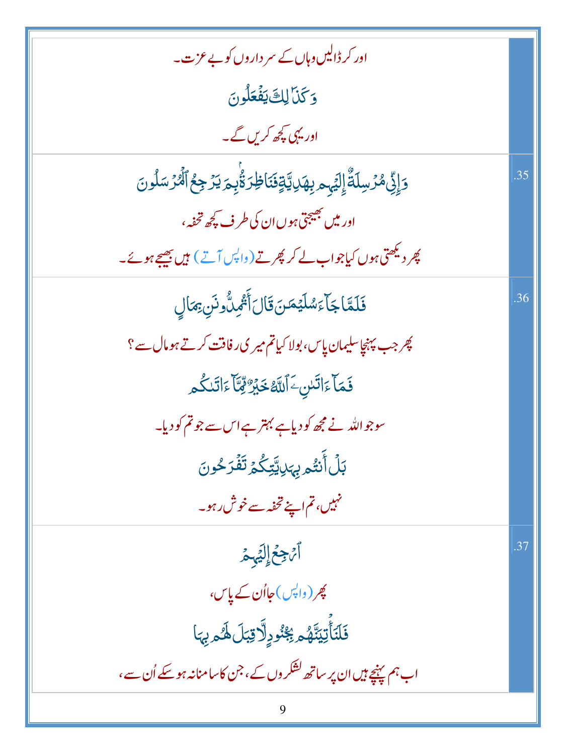| | |
|---|---|
| | اور کرڈالیں وہاں کے سرداروں کو بے عزت۔<br>وَكَذَٰلِكَ يَفْعَلُونَ<br>اور یہی کچھ کریں گے۔ |
| .35 | وَإِنِّي مُرْسِلَةٌ إِلَيْهِم بِهَدِيَّةٍ فَنَاظِرَةٌ بِمَ يَرْجِعُ الْمُرْسَلُونَ<br>اور میں بھیجتی ہوں ان کی طرف کچھ تحفہ،<br>پھر دیکھتی ہوں کیا جواب لے کر پھرتے (واپس آتے) ہیں بھیجے ہوئے۔ |
| .36 | فَلَمَّا جَاءَ سُلَيْمَانَ قَالَ أَتُمِدُّونَنِ بِمَالٍ<br>پھر جب پہنچا سلیمان پاس، بولا کیا تم میری رفاقت کرتے ہو مال سے؟<br>فَمَا آتَانِيَ اللَّهُ خَيْرٌ مِّمَّا آتَاكُم<br>سو جو اللہ نے مجھ کو دیا ہے بہتر ہے اس سے جو تم کو دیا۔<br>بَلْ أَنتُم بِهَدِيَّتِكُمْ تَفْرَحُونَ<br>نہیں، تم اپنے تحفہ سے خوش رہو۔ |
| .37 | ارْجِعْ إِلَيْهِمْ<br>پھر (واپس) جا اُن کے پاس،<br>فَلَنَأْتِيَنَّهُم بِجُنُودٍ لَّا قِبَلَ لَهُم بِهَا<br>اب ہم پہنچتے ہیں ان پر ساتھ لشکروں کے، جن کا سامنا نہ ہو سکے اُن سے، |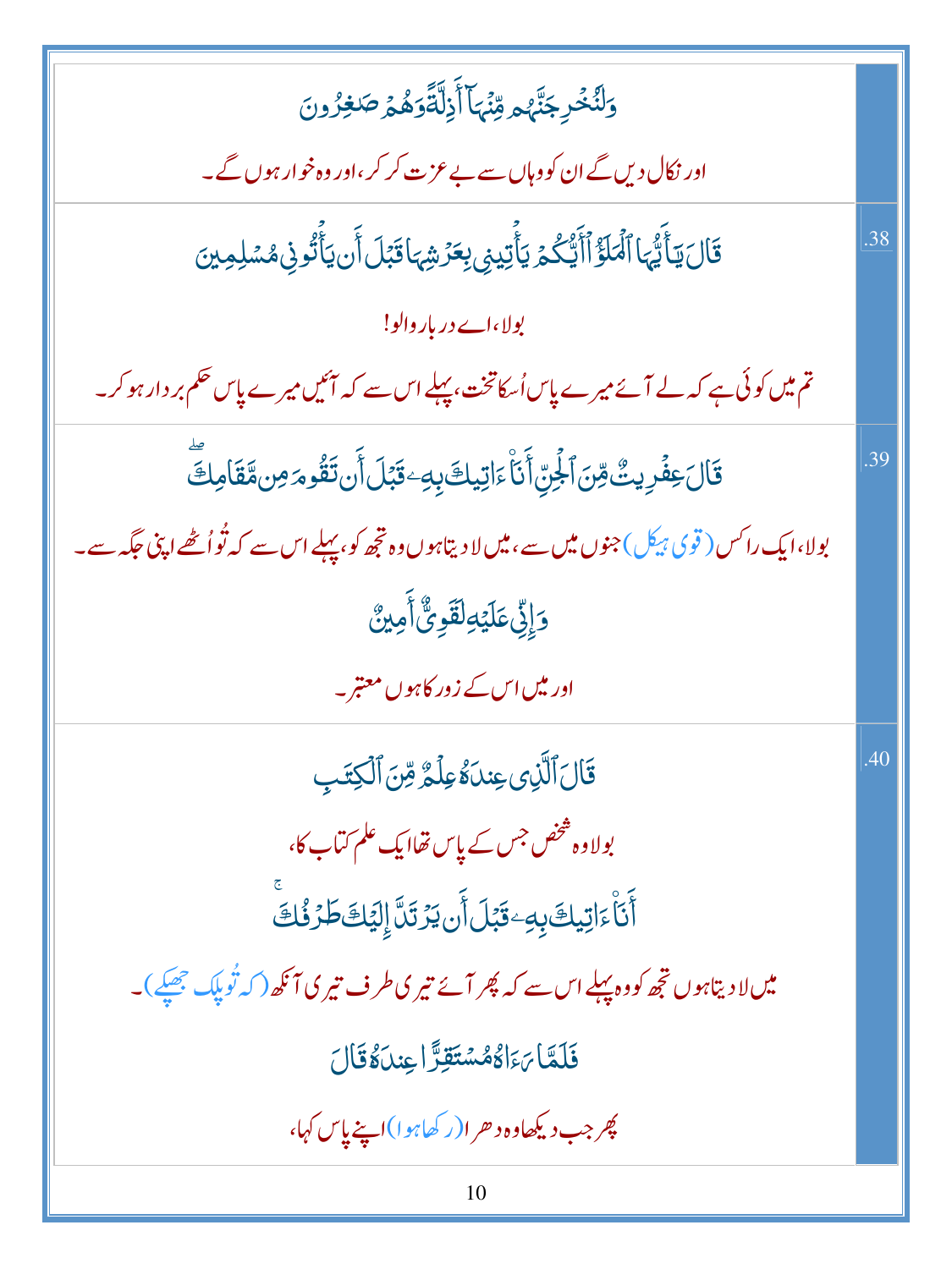وَلَنُخْرِجَنَّهُم مِّنْهَآ أَذِلَّةً وَهُمْ صَٰغِرُونَ

اور نکال دیں گے ان کو وہاں سے بے عزت کر کر، اور وہ خوار ہوں گے۔

.38

قَالَ يَٰٓأَيُّهَا ٱلْمَلَؤُا۟ أَيُّكُمْ يَأْتِينِى بِعَرْشِهَا قَبْلَ أَن يَأْتُونِى مُسْلِمِينَ

بولا، اے دربار والو!

تم میں کوئی ہے کہ لے آئے میرے پاس اُسکا تخت، پہلے اس سے کہ آئیں میرے پاس حکم بردار ہو کر۔

.39

قَالَ عِفْرِيتٌ مِّنَ ٱلْجِنِّ أَنَا۠ ءَاتِيكَ بِهِۦ قَبْلَ أَن تَقُومَ مِن مَّقَامِكَ ۖ

بولا، ایک راکس (قوی ہیکل) جنوں میں سے، میں لا دیتا ہوں وہ تجھ کو، پہلے اس سے کہ تُو اُٹھے اپنی جگہ سے۔

وَإِنِّى عَلَيْهِ لَقَوِىٌّ أَمِينٌ

اور میں اس کے زور کا ہوں معتبر۔

.40

قَالَ ٱلَّذِى عِندَهُۥ عِلْمٌ مِّنَ ٱلْكِتَٰبِ

بولا وہ شخص جس کے پاس تھا ایک علم کتاب کا،

أَنَا۠ ءَاتِيكَ بِهِۦ قَبْلَ أَن يَرْتَدَّ إِلَيْكَ طَرْفُكَ ۚ

میں لا دیتا ہوں تجھ کو وہ پہلے اس سے کہ پھر آئے تیری طرف تیری آنکھ (کہ تُو پلک جھپکے)۔

فَلَمَّا رَءَاهُ مُسْتَقِرًّا عِندَهُۥ قَالَ

پھر جب دیکھا وہ دھرا (رکھا ہوا) اپنے پاس کہا،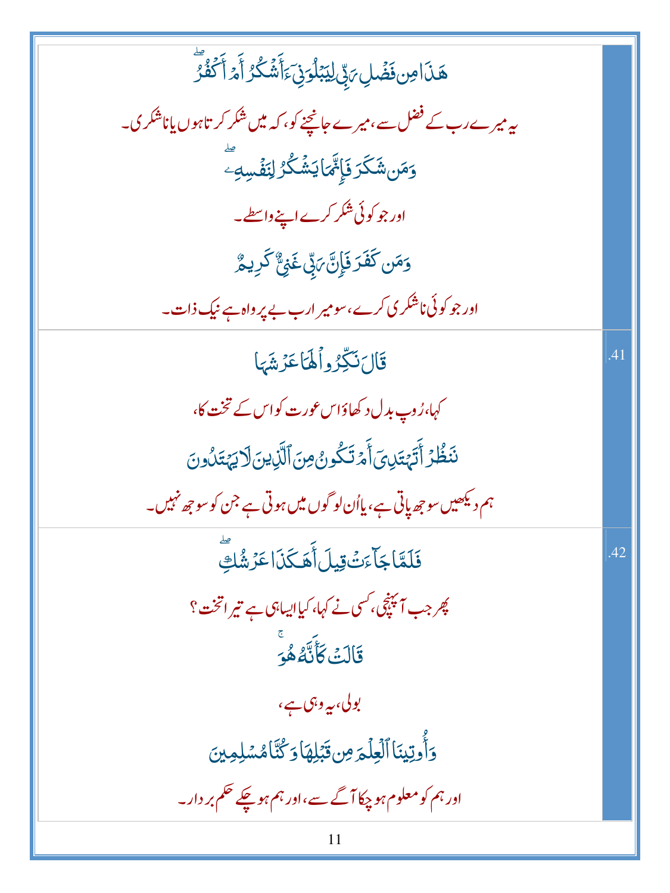| | |
|---|---|
| هَٰذَا مِن فَضْلِ رَبِّي لِيَبْلُوَنِي أَأَشْكُرُ أَمْ أَكْفُرُ ۖ<br>یہ میرے رب کے فضل سے، میرے جانچنے کو، کہ میں شکر کرتا ہوں یا ناشکری۔<br>وَمَن شَكَرَ فَإِنَّمَا يَشْكُرُ لِنَفْسِهِ ۖ<br>اور جو کوئی شکر کرے اپنے واسطے۔<br>وَمَن كَفَرَ فَإِنَّ رَبِّي غَنِيٌّ كَرِيمٌ<br>اور جو کوئی ناشکری کرے، سو میرا رب بے پرواہ ہے نیک ذات۔ | |
| قَالَ نَكِّرُوا لَهَا عَرْشَهَا<br>کہا، رُوپ بدل دکھاؤ اس عورت کو اس کے تخت کا،<br>نَنظُرْ أَتَهْتَدِي أَمْ تَكُونُ مِنَ الَّذِينَ لَا يَهْتَدُونَ<br>ہم دیکھیں سوجھ پاتی ہے، یا اُن لوگوں میں ہوتی ہے جن کو سوجھ نہیں۔ | .41 |
| فَلَمَّا جَاءَتْ قِيلَ أَهَٰكَذَا عَرْشُكِ ۖ<br>پھر جب آ پہنچی، کسی نے کہا، کیا ایسا ہی ہے تیرا تخت؟<br>قَالَتْ كَأَنَّهُ هُوَ ۚ<br>بولی، یہ وہی ہے،<br>وَأُوتِينَا الْعِلْمَ مِن قَبْلِهَا وَكُنَّا مُسْلِمِينَ<br>اور ہم کو معلوم ہو چکا آگے سے، اور ہم ہو چکے حکم بردار۔ | .42 |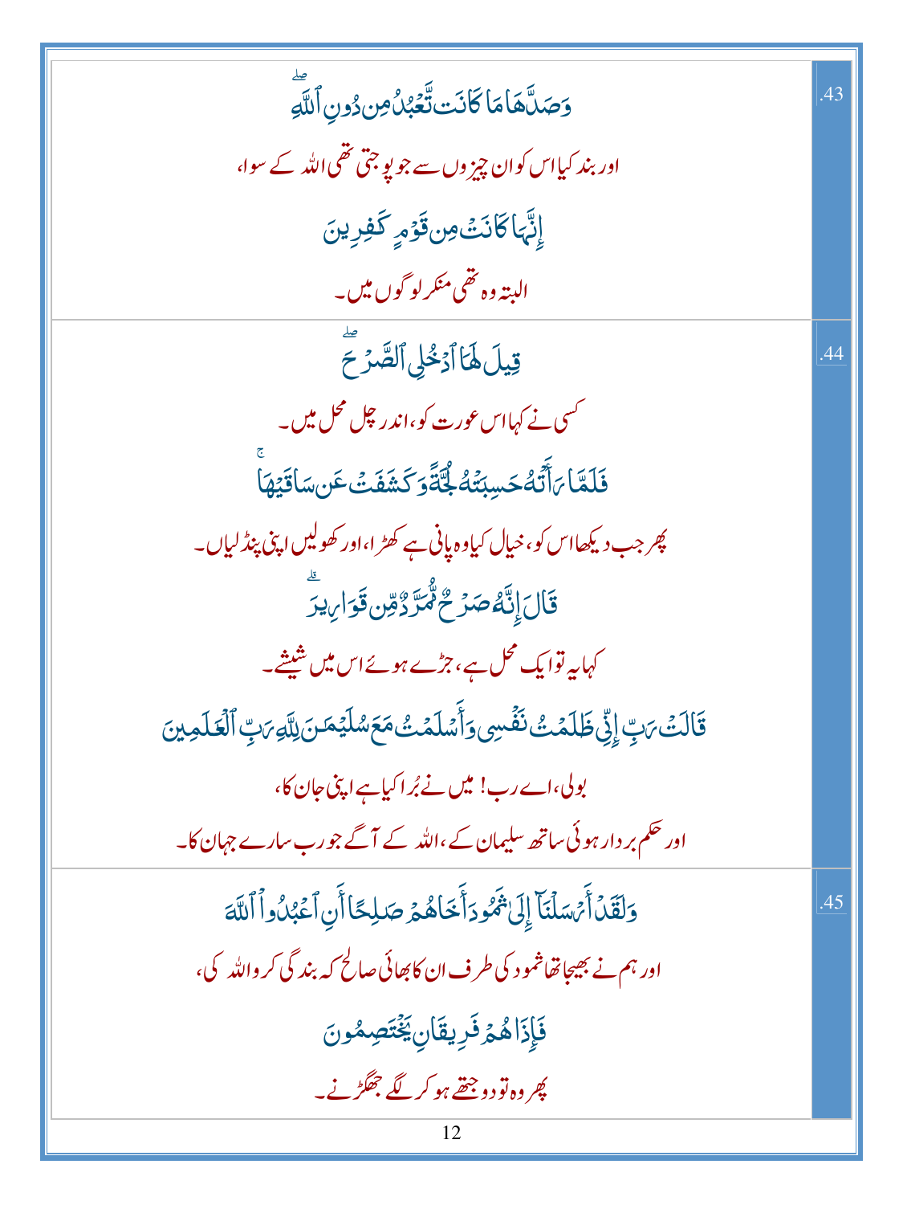| | |
|---|---|
| وَصَدَّهَا مَا كَانَت تَّعْبُدُ مِن دُونِ ٱللَّهِ ۖ<br>اور بند کیا اس کو ان چیزوں سے جو پوجتی تھی اللہ کے سوا،<br>إِنَّهَا كَانَتْ مِن قَوْمٍ كَٰفِرِينَ<br>البتہ وہ تھی منکر لوگوں میں۔ | .43 |
| قِيلَ لَهَا ٱدْخُلِى ٱلصَّرْحَ ۖ<br>کسی نے کہا اس عورت کو، اندر چل محل میں۔<br>فَلَمَّا رَأَتْهُ حَسِبَتْهُ لُجَّةً وَكَشَفَتْ عَن سَاقَيْهَا ۚ<br>پھر جب دیکھا اس کو، خیال کیا وہ پانی ہے گہرا، اور کھولیں اپنی پنڈلیاں۔<br>قَالَ إِنَّهُۥ صَرْحٌ مُّمَرَّدٌ مِّن قَوَارِيرَ ۗ<br>کہا یہ تو ایک محل ہے، جڑے ہوئے اس میں شیشے۔<br>قَالَتْ رَبِّ إِنِّى ظَلَمْتُ نَفْسِى وَأَسْلَمْتُ مَعَ سُلَيْمَٰنَ لِلَّهِ رَبِّ ٱلْعَٰلَمِينَ<br>بولی، اے رب! میں نے بُرا کیا ہے اپنی جان کا،<br>اور حکم بردار ہوئی ساتھ سلیمان کے، اللہ کے آگے جو رب سارے جہان کا۔ | .44 |
| وَلَقَدْ أَرْسَلْنَآ إِلَىٰ ثَمُودَ أَخَاهُمْ صَٰلِحًا أَنِ ٱعْبُدُوا۟ ٱللَّهَ<br>اور ہم نے بھیجا تھا ثمود کی طرف ان کا بھائی صالح کہ بندگی کرو اللہ کی،<br>فَإِذَا هُمْ فَرِيقَانِ يَخْتَصِمُونَ<br>پھر وہ تو دو جتھے ہو کر لگے جھگڑنے۔ | .45 |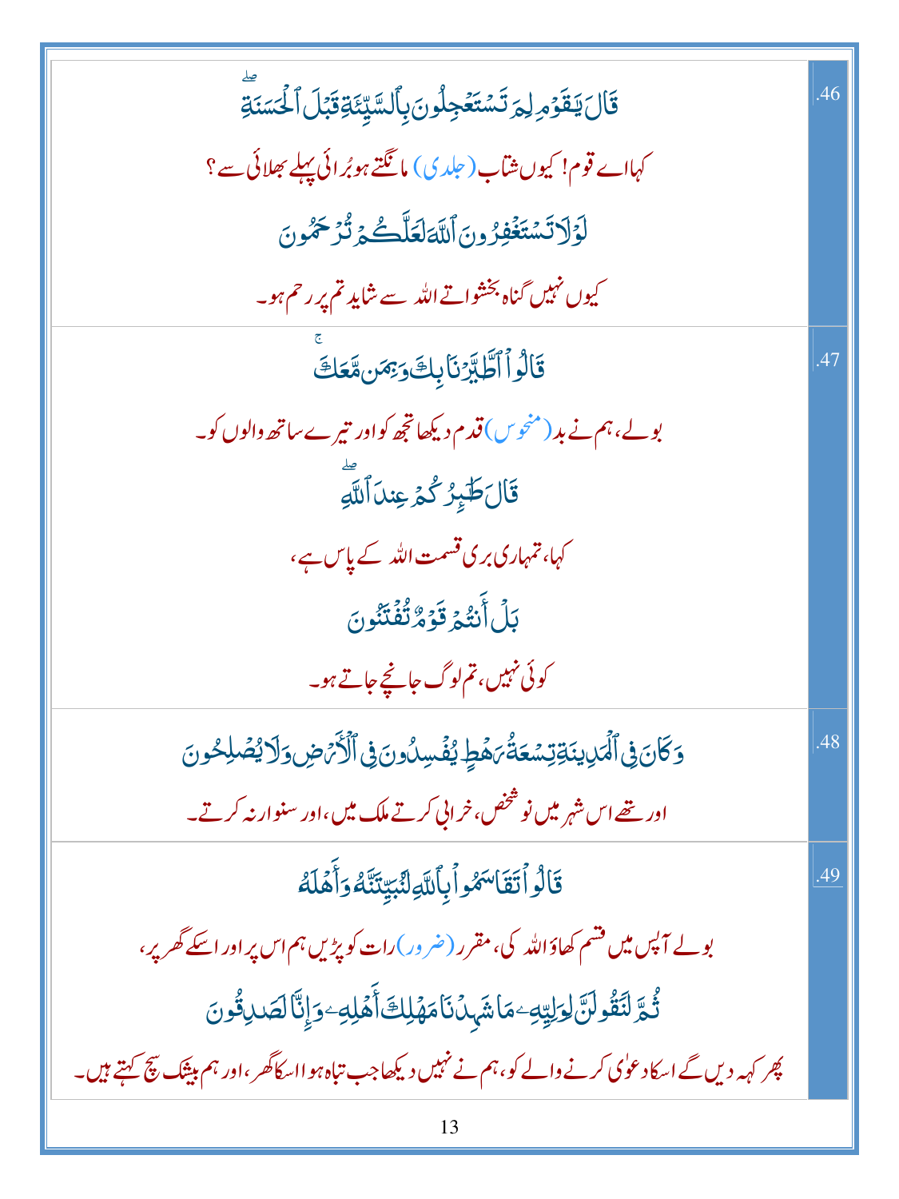| | |
|---|---|
| .46 | قَالَ يَٰقَوۡمِ لِمَ تَسۡتَعۡجِلُونَ بِٱلسَّيِّئَةِ قَبۡلَ ٱلۡحَسَنَةِۖ<br>کہااے قوم! کیوں شتاب (جلدی) مانگتے ہو بُرائی پہلے بھلائی سے؟<br>لَوۡلَا تَسۡتَغۡفِرُونَ ٱللَّهَ لَعَلَّكُمۡ تُرۡحَمُونَ<br>کیوں نہیں گناہ بخشواتے اللہ سے شاید تم پر رحم ہو۔ |
| .47 | قَالُواْ ٱطَّيَّرۡنَا بِكَ وَبِمَن مَّعَكَۚ<br>بولے، ہم نے بد (منحوس) قدم دیکھا تجھ کو اور تیرے ساتھ والوں کو۔<br>قَالَ طَٰٓئِرُكُمۡ عِندَ ٱللَّهِۖ<br>کہا، تمہاری بری قسمت اللہ کے پاس ہے،<br>بَلۡ أَنتُمۡ قَوۡمٞ تُفۡتَنُونَ<br>کوئی نہیں، تم لوگ جانچے جاتے ہو۔ |
| .48 | وَكَانَ فِي ٱلۡمَدِينَةِ تِسۡعَةُ رَهۡطٖ يُفۡسِدُونَ فِي ٱلۡأَرۡضِ وَلَا يُصۡلِحُونَ<br>اور تھے اس شہر میں نو شخص، خرابی کرتے ملک میں، اور سنوار نہ کرتے۔ |
| .49 | قَالُواْ تَقَاسَمُواْ بِٱللَّهِ لَنُبَيِّتَنَّهُۥ وَأَهۡلَهُۥ<br>بولے آپس میں قسم کھاؤ اللہ کی، مقرر (ضرور) رات کو پڑیں ہم اس پر اور اسکے گھر پر،<br>ثُمَّ لَنَقُولَنَّ لِوَلِيِّهِۦ مَا شَهِدۡنَا مَهۡلِكَ أَهۡلِهِۦ وَإِنَّا لَصَٰدِقُونَ<br>پھر کہہ دیں گے اسکا دعوٰی کرنے والے کو، ہم نے نہیں دیکھا جب تباہ ہوا اسکا گھر، اور ہم بیشک سچ کہتے ہیں۔ |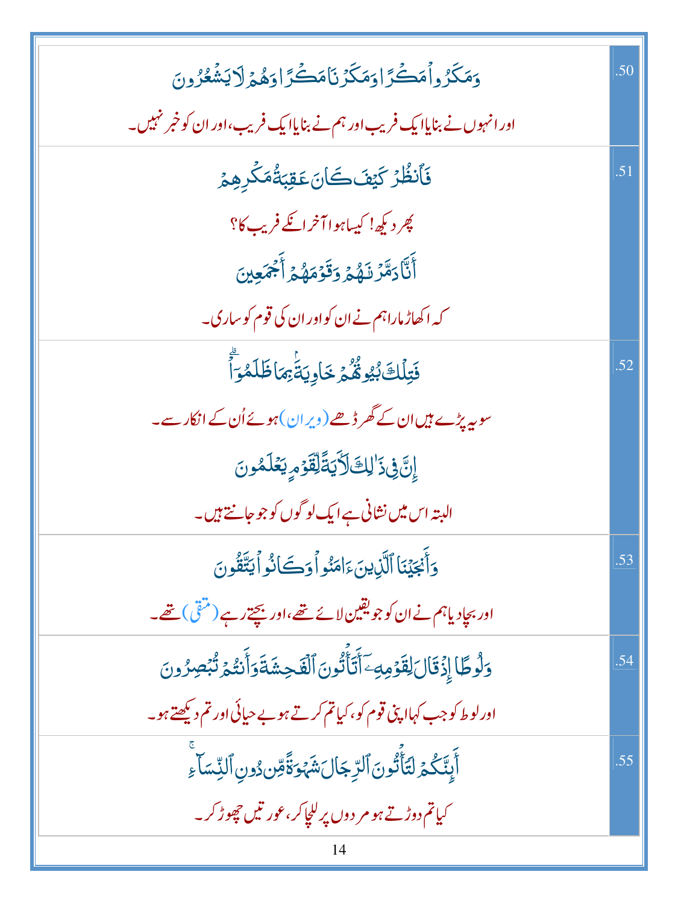| | |
|---|---|
| وَمَكَرُواْ مَكۡرٗا وَمَكَرۡنَا مَكۡرٗا وَهُمۡ لَا يَشۡعُرُونَ<br>اور انہوں نے بنایا ایک فریب اور ہم نے بنایا ایک فریب، اور ان کو خبر نہیں۔ | .50 |
| فَٱنظُرۡ كَيۡفَ كَانَ عَٰقِبَةُ مَكۡرِهِمۡ<br>پھر دیکھ! کیسا ہوا آخر انکے فریب کا؟<br>أَنَّا دَمَّرۡنَٰهُمۡ وَقَوۡمَهُمۡ أَجۡمَعِينَ<br>کہ اکھاڑ مارا ہم نے ان کو اور ان کی قوم کو ساری۔ | .51 |
| فَتِلۡكَ بُيُوتُهُمۡ خَاوِيَةَۢ بِمَا ظَلَمُوٓاْۚ<br>سو یہ پڑے ہیں ان کے گھر ڈھے (ویران) ہوئے اُن کے انکار سے۔<br>إِنَّ فِي ذَٰلِكَ لَأٓيَةٗ لِّقَوۡمٖ يَعۡلَمُونَ<br>البتہ اس میں نشانی ہے ایک لوگوں کو جو جانتے ہیں۔ | .52 |
| وَأَنجَيۡنَا ٱلَّذِينَ ءَامَنُواْ وَكَانُواْ يَتَّقُونَ<br>اور بچا دیا ہم نے ان کو جو یقین لائے تھے، اور بچتے رہے (متقی) تھے۔ | .53 |
| وَلُوطًا إِذۡ قَالَ لِقَوۡمِهِۦٓ أَتَأۡتُونَ ٱلۡفَٰحِشَةَ وَأَنتُمۡ تُبۡصِرُونَ<br>اور لوط کو جب کہا اپنی قوم کو، کیا تم کرتے ہو بے حیائی اور تم دیکھتے ہو۔ | .54 |
| أَئِنَّكُمۡ لَتَأۡتُونَ ٱلرِّجَالَ شَهۡوَةٗ مِّن دُونِ ٱلنِّسَآءِۚ<br>کیا تم دوڑتے ہو مردوں پر للچا کر، عورتیں چھوڑ کر۔ | .55 |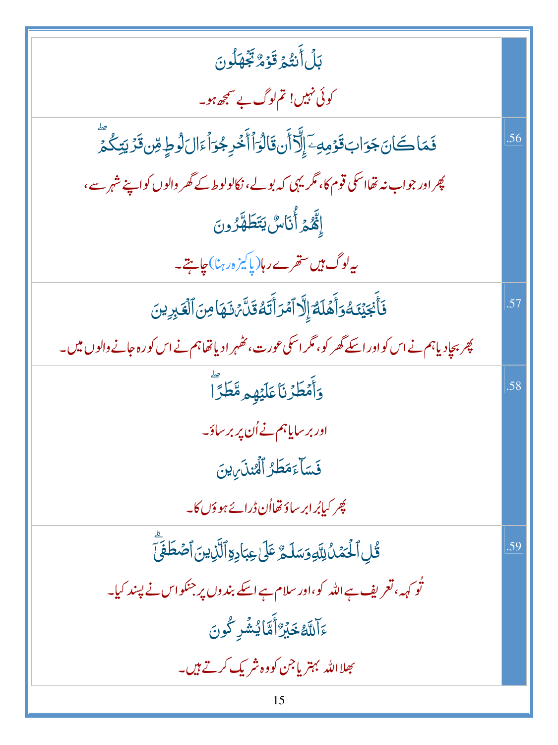| | |
|---|---|
| | بَلْ أَنتُمْ قَوْمٌ تَجْهَلُونَ<br>کوئی نہیں! تم لوگ بے سمجھ ہو۔ |
| .56 | فَمَا كَانَ جَوَابَ قَوْمِهِۦٓ إِلَّآ أَن قَالُوٓا۟ أَخْرِجُوٓا۟ ءَالَ لُوطٍ مِّن قَرْيَتِكُمْ ۖ<br>پھر اور جواب نہ تھا اسکی قوم کا، مگر یہی کہ بولے، نکالو لوط کے گھر والوں کو اپنے شہر سے،<br>إِنَّهُمْ أُنَاسٌ يَتَطَهَّرُونَ<br>یہ لوگ ہیں ستھرے رہا(پاکیزہ رہنا) چاہتے۔ |
| .57 | فَأَنجَيْنَٰهُ وَأَهْلَهُۥٓ إِلَّا ٱمْرَأَتَهُۥ قَدَّرْنَٰهَا مِنَ ٱلْغَٰبِرِينَ<br>پھر بچا دیا ہم نے اس کو اور اسکے گھر کو، مگر اسکی عورت، ٹھہرا دیا تھا ہم نے اس کو رہ جانے والوں میں۔ |
| .58 | وَأَمْطَرْنَا عَلَيْهِم مَّطَرًا ۖ<br>اور برسایا ہم نے اُن پر برساؤ۔<br>فَسَآءَ مَطَرُ ٱلْمُنذَرِينَ<br>پھر کیا بُرا برساؤ تھا اُن ڈرائے ہوؤں کا۔ |
| .59 | قُلِ ٱلْحَمْدُ لِلَّهِ وَسَلَٰمٌ عَلَىٰ عِبَادِهِ ٱلَّذِينَ ٱصْطَفَىٰٓ ۗ<br>تُو کہہ، تعریف ہے اللہ کو، اور سلام ہے اسکے بندوں پر جنکو اس نے پسند کیا۔<br>ءَآللَّهُ خَيْرٌ أَمَّا يُشْرِكُونَ<br>بھلا اللہ بہتر یا جن کو وہ شریک کرتے ہیں۔ |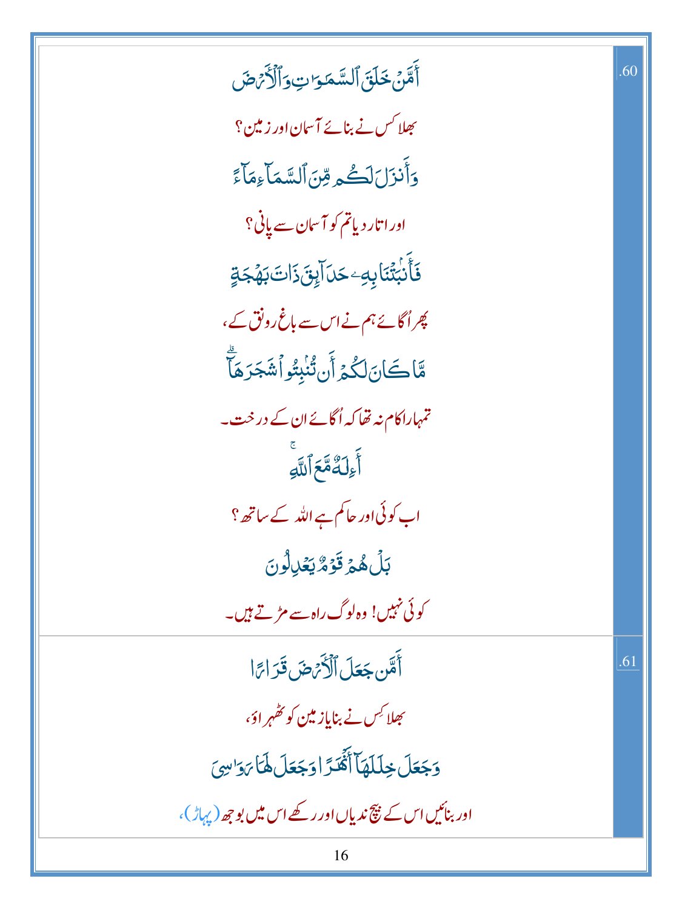.60

أَمَّنْ خَلَقَ ٱلسَّمَٰوَٰتِ وَٱلْأَرْضَ

بھلا کس نے بنائے آسمان اور زمین؟

وَأَنزَلَ لَكُم مِّنَ ٱلسَّمَآءِ مَآءً

اور اتار دیا تم کو آسمان سے پانی؟

فَأَنۢبَتْنَا بِهِۦ حَدَآئِقَ ذَاتَ بَهْجَةٍ

پھر اُگائے ہم نے اس سے باغ رونق کے،

مَّا كَانَ لَكُمْ أَن تُنۢبِتُوا۟ شَجَرَهَآ ۗ

تمہارا کام نہ تھا کہ اُگائے ان کے درخت۔

أَءِلَٰهٌ مَّعَ ٱللَّهِ ۚ

اب کوئی اور حاکم ہے اللہ کے ساتھ؟

بَلْ هُمْ قَوْمٌ يَعْدِلُونَ

کوئی نہیں! وہ لوگ راہ سے مڑتے ہیں۔

.61

أَمَّن جَعَلَ ٱلْأَرْضَ قَرَارًا

بھلا کس نے بنایا زمین کو ٹھہراؤ،

وَجَعَلَ خِلَٰلَهَآ أَنْهَٰرًا وَجَعَلَ لَهَا رَوَٰسِىَ

اور بنائیں اس کے بیچ ندیاں اور رکھے اس میں بوجھ (پہاڑ)،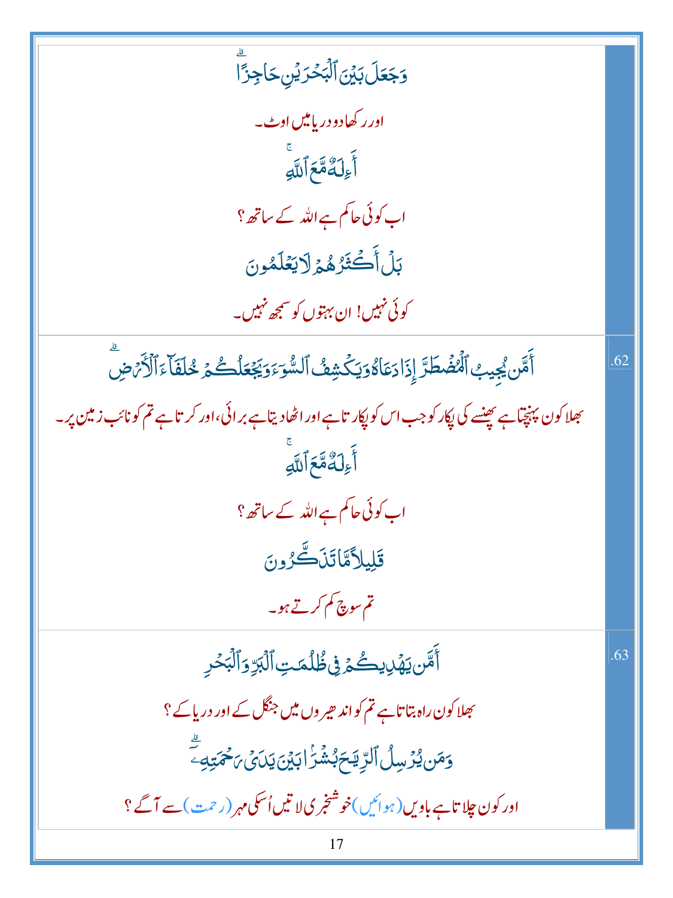وَجَعَلَ بَيْنَ ٱلْبَحْرَيْنِ حَاجِزًا ۗ

اور رکھا دو دریا میں اوٹ۔

أَءِلَٰهٌ مَّعَ ٱللَّهِ ۚ

اب کوئی حاکم ہے اللہ کے ساتھ؟

بَلْ أَكْثَرُهُمْ لَا يَعْلَمُونَ

کوئی نہیں! ان بہتوں کو سمجھ نہیں۔

.62

أَمَّن يُجِيبُ ٱلْمُضْطَرَّ إِذَا دَعَاهُ وَيَكْشِفُ ٱلسُّوٓءَ وَيَجْعَلُكُمْ خُلَفَآءَ ٱلْأَرْضِ ۗ

بھلا کون پہنچتا ہے پھنسے کی پکار کو جب اس کو پکارتا ہے اور اٹھا دیتا ہے برائی، اور کرتا ہے تم کو نائب زمین پر۔

أَءِلَٰهٌ مَّعَ ٱللَّهِ ۚ

اب کوئی حاکم ہے اللہ کے ساتھ؟

قَلِيلًا مَّا تَذَكَّرُونَ

تم سوچ کم کرتے ہو۔

.63

أَمَّن يَهْدِيكُمْ فِى ظُلُمَٰتِ ٱلْبَرِّ وَٱلْبَحْرِ

بھلا کون راہ بتاتا ہے تم کو اندھیروں میں جنگل کے اور دریا کے؟

وَمَن يُرْسِلُ ٱلرِّيَٰحَ بُشْرًۢا بَيْنَ يَدَىْ رَحْمَتِهِۦٓ ۗ

اور کون چلاتا ہے باویں (ہوائیں) خوشخبری لاتیں اُسکی مہر (رحمت) سے آگے؟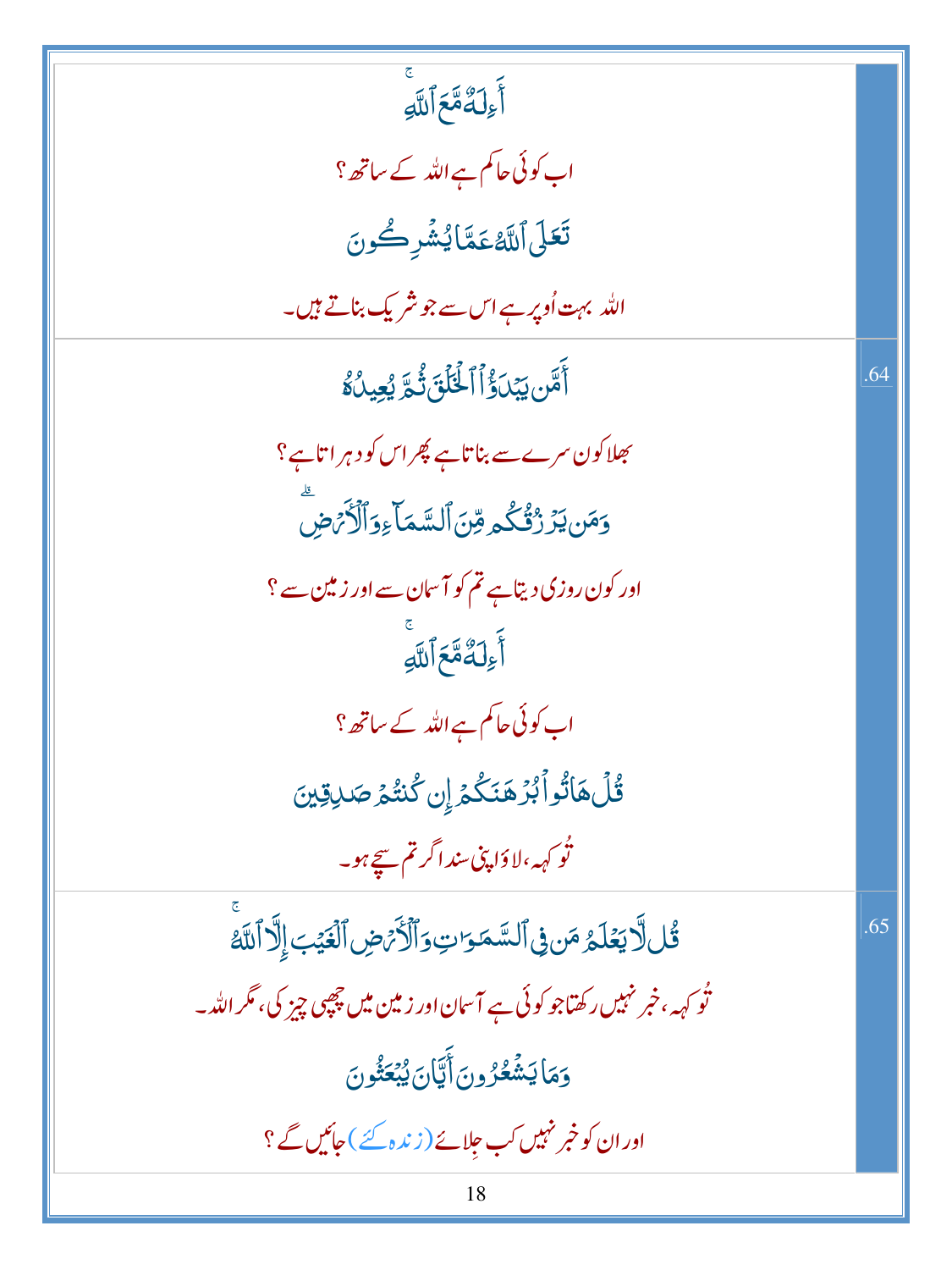| | |
|---|---|
| أَءِلَٰهٌ مَّعَ ٱللَّهِ ۚ<br><br>اب کوئی حاکم ہے اللہ کے ساتھ؟<br><br>تَعَٰلَى ٱللَّهُ عَمَّا يُشْرِكُونَ<br><br>اللہ بہت اُوپر ہے اس سے جو شریک بناتے ہیں۔ | |
| أَمَّن يَبْدَؤُا۟ ٱلْخَلْقَ ثُمَّ يُعِيدُهُۥ<br><br>بھلا کون سرے سے بناتا ہے پھر اس کو دہراتا ہے؟<br><br>وَمَن يَرْزُقُكُم مِّنَ ٱلسَّمَآءِ وَٱلْأَرْضِ ۗ<br><br>اور کون روزی دیتا ہے تم کو آسمان سے اور زمین سے؟<br><br>أَءِلَٰهٌ مَّعَ ٱللَّهِ ۚ<br><br>اب کوئی حاکم ہے اللہ کے ساتھ؟<br><br>قُلْ هَاتُوا۟ بُرْهَٰنَكُمْ إِن كُنتُمْ صَٰدِقِينَ<br><br>تُو کہہ، لاؤ اپنی سند اگر تم سچے ہو۔ | .64 |
| قُل لَّا يَعْلَمُ مَن فِى ٱلسَّمَٰوَٰتِ وَٱلْأَرْضِ ٱلْغَيْبَ إِلَّا ٱللَّهُ ۚ<br><br>تُو کہہ، خبر نہیں رکھتا جو کوئی ہے آسمان اور زمین میں چھپی چیز کی، مگر اللہ۔<br><br>وَمَا يَشْعُرُونَ أَيَّانَ يُبْعَثُونَ<br><br>اور ان کو خبر نہیں کب جِلائے (زندہ کئے) جائیں گے؟ | .65 |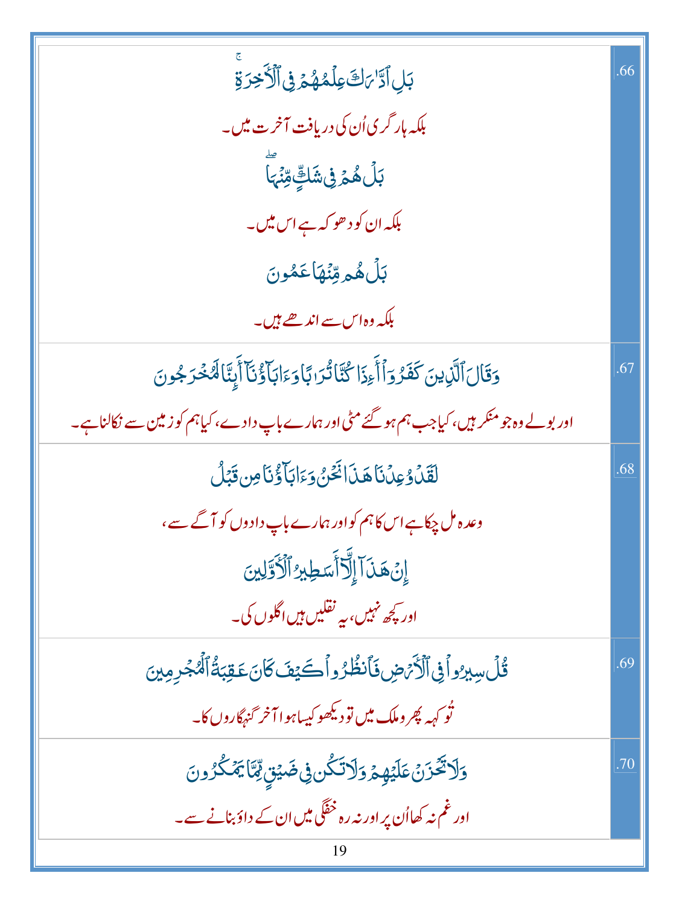| | |
|---|---|
| بَلِ ٱدَّٰرَكَ عِلۡمُهُمۡ فِى ٱلۡأَخِرَةِۚ<br>بلکہ ہار گری اُن کی دریافت آخرت میں۔<br>بَلۡ هُمۡ فِى شَكٍّ مِّنۡهَاۖ<br>بلکہ ان کو دھوکہ ہے اس میں۔<br>بَلۡ هُم مِّنۡهَا عَمُونَ<br>بلکہ وہ اس سے اندھے ہیں۔ | .66 |
| وَقَالَ ٱلَّذِينَ كَفَرُوٓاْ أَءِذَا كُنَّا تُرَٰبًا وَءَابَآؤُنَآ أَئِنَّا لَمُخۡرَجُونَ<br>اور بولے وہ جو منکر ہیں، کیا جب ہم ہو گئے مٹی اور ہمارے باپ دادے، کیا ہم کو زمین سے نکالنا ہے۔ | .67 |
| لَقَدۡ وُعِدۡنَا هَٰذَا نَحۡنُ وَءَابَآؤُنَا مِن قَبۡلُ<br>وعدہ مل چکا ہے اس کا ہم کو اور ہمارے باپ دادوں کو آگے سے،<br>إِنۡ هَٰذَآ إِلَّآ أَسَٰطِيرُ ٱلۡأَوَّلِينَ<br>اور کچھ نہیں، یہ نقلیں ہیں اگلوں کی۔ | .68 |
| قُلۡ سِيرُواْ فِى ٱلۡأَرۡضِ فَٱنظُرُواْ كَيۡفَ كَانَ عَٰقِبَةُ ٱلۡمُجۡرِمِينَ<br>تُو کہہ پھرو ملک میں تو دیکھو کیسا ہوا آخر گنہگاروں کا۔ | .69 |
| وَلَا تَحۡزَنۡ عَلَيۡهِمۡ وَلَا تَكُن فِى ضَيۡقٍ مِّمَّا يَمۡكُرُونَ<br>اور غم نہ کھا اُن پر اور نہ رہ خفگی میں ان کے داؤ بنانے سے۔ | .70 |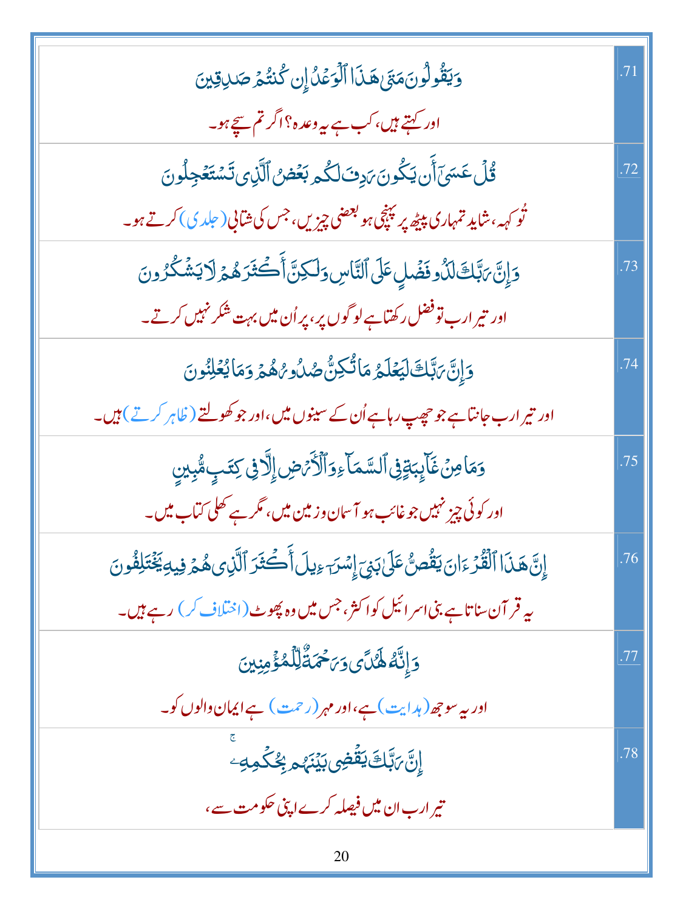| | |
|---|---|
| .71 | وَيَقُولُونَ مَتَىٰ هَٰذَا ٱلْوَعْدُ إِن كُنتُمْ صَٰدِقِينَ<br>اور کہتے ہیں، کب ہے یہ وعدہ؟ اگر تم سچے ہو۔ |
| .72 | قُلْ عَسَىٰٓ أَن يَكُونَ رَدِفَ لَكُم بَعْضُ ٱلَّذِى تَسْتَعْجِلُونَ<br>تُو کہہ، شاید تمہاری پیٹھ پر پہنچی ہو بعضی چیزیں، جس کی شتابی (جلدی) کرتے ہو۔ |
| .73 | وَإِنَّ رَبَّكَ لَذُو فَضْلٍ عَلَى ٱلنَّاسِ وَلَٰكِنَّ أَكْثَرَهُمْ لَا يَشْكُرُونَ<br>اور تیرا رب تو فضل رکھتا ہے لوگوں پر، پر اُن میں بہت شکر نہیں کرتے۔ |
| .74 | وَإِنَّ رَبَّكَ لَيَعْلَمُ مَا تُكِنُّ صُدُورُهُمْ وَمَا يُعْلِنُونَ<br>اور تیرا رب جانتا ہے جو چھپ رہا ہے اُن کے سینوں میں، اور جو کھولتے (ظاہر کرتے) ہیں۔ |
| .75 | وَمَا مِنْ غَآئِبَةٍ فِى ٱلسَّمَآءِ وَٱلْأَرْضِ إِلَّا فِى كِتَٰبٍ مُّبِينٍ<br>اور کوئی چیز نہیں جو غائب ہو آسمان و زمین میں، مگر ہے کھلی کتاب میں۔ |
| .76 | إِنَّ هَٰذَا ٱلْقُرْءَانَ يَقُصُّ عَلَىٰ بَنِىٓ إِسْرَٰٓءِيلَ أَكْثَرَ ٱلَّذِى هُمْ فِيهِ يَخْتَلِفُونَ<br>یہ قرآن سناتا ہے بنی اسرائیل کو اکثر، جس میں وہ پھوٹ (اختلاف کر) رہے ہیں۔ |
| .77 | وَإِنَّهُۥ لَهُدًى وَرَحْمَةٌ لِّلْمُؤْمِنِينَ<br>اور یہ سوجھ (ہدایت) ہے، اور مہر (رحمت) ہے ایمان والوں کو۔ |
| .78 | إِنَّ رَبَّكَ يَقْضِى بَيْنَهُم بِحُكْمِهِۦ ۚ<br>تیرا رب ان میں فیصلہ کرے اپنی حکومت سے، |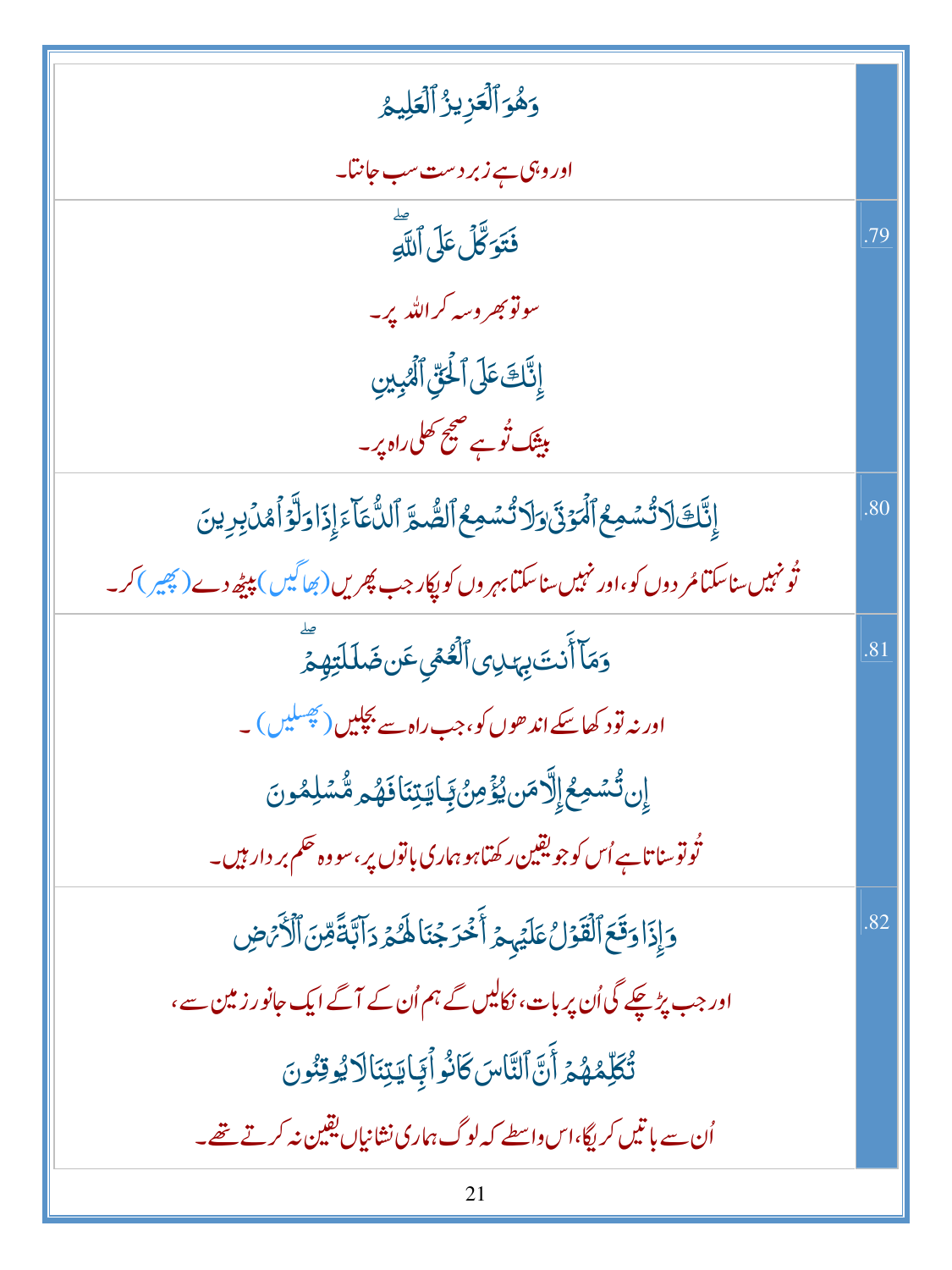| | |
|---|---|
| وَهُوَ ٱلْعَزِيزُ ٱلْعَلِيمُ<br>اور وہی ہے زبردست سب جانتا۔ | |
| فَتَوَكَّلْ عَلَى ٱللَّهِ ۖ<br>سو تو بھروسہ کر اللہ پر۔<br>إِنَّكَ عَلَى ٱلْحَقِّ ٱلْمُبِينِ<br>بیشک تُو ہے صحیح کھلی راہ پر۔ | .79 |
| إِنَّكَ لَا تُسْمِعُ ٱلْمَوْتَىٰ وَلَا تُسْمِعُ ٱلصُّمَّ ٱلدُّعَآءَ إِذَا وَلَّوْا۟ مُدْبِرِينَ<br>تُو نہیں سنا سکتا مُردوں کو، اور نہیں سنا سکتا بہروں کو پکار جب پھریں (بھاگیں) پیٹھ دے (پھیر) کر۔ | .80 |
| وَمَآ أَنتَ بِهَٰدِى ٱلْعُمْىِ عَن ضَلَٰلَتِهِمْ ۖ<br>اور نہ تو دکھا سکے اندھوں کو، جب راہ سے بچلیں (پھسلیں)۔<br>إِن تُسْمِعُ إِلَّا مَن يُؤْمِنُ بِـَٔايَٰتِنَا فَهُم مُّسْلِمُونَ<br>تُو تو سناتا ہے اُس کو جو یقین رکھتا ہو ہماری باتوں پر، سو وہ حکم بردار ہیں۔ | .81 |
| وَإِذَا وَقَعَ ٱلْقَوْلُ عَلَيْهِمْ أَخْرَجْنَا لَهُمْ دَآبَّةً مِّنَ ٱلْأَرْضِ<br>اور جب پڑ چکے گی اُن پر بات، نکالیں گے ہم اُن کے آگے ایک جانور زمین سے،<br>تُكَلِّمُهُمْ أَنَّ ٱلنَّاسَ كَانُوا۟ بِـَٔايَٰتِنَا لَا يُوقِنُونَ<br>اُن سے باتیں کریگا، اس واسطے کہ لوگ ہماری نشانیاں یقین نہ کرتے تھے۔ | .82 |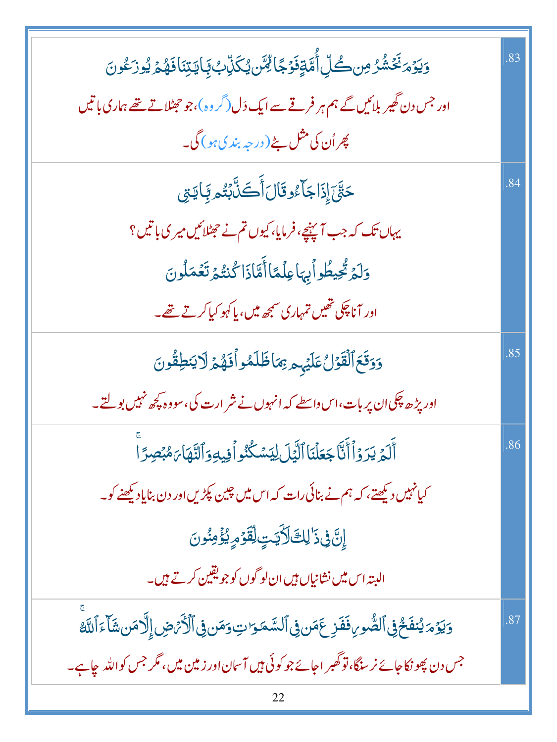| | |
|---|---|
| وَيَوْمَ نَحْشُرُ مِن كُلِّ أُمَّةٍ فَوْجًا مِّمَّن يُكَذِّبُ بِآيَاتِنَا فَهُمْ يُوزَعُونَ<br><br>اور جس دن گھیر بلائیں گے ہم ہر فرقے سے ایک دَل (گروہ)، جو جھٹلاتے تھے ہماری باتیں<br>پھر اُن کی مثل بٹے (درجہ بندی ہو) گی۔ | .83 |
| حَتَّىٰٓ إِذَا جَآءُو قَالَ أَكَذَّبْتُم بِآيَاتِي<br><br>یہاں تک کہ جب آپہنچے، فرمایا، کیوں تم نے جھٹلائیں میری باتیں؟<br><br>وَلَمْ تُحِيطُوا۟ بِهَا عِلْمًا أَمَّاذَا كُنتُمْ تَعْمَلُونَ<br><br>اور آنا چکی تھیں تمہاری سمجھ میں، یا کہو کیا کرتے تھے۔ | .84 |
| وَوَقَعَ ٱلْقَوْلُ عَلَيْهِم بِمَا ظَلَمُوا۟ فَهُمْ لَا يَنطِقُونَ<br><br>اور پڑھ چکی ان پر بات، اس واسطے کہ انہوں نے شرارت کی، سو وہ کچھ نہیں بولتے۔ | .85 |
| أَلَمْ يَرَوْا۟ أَنَّا جَعَلْنَا ٱلَّيْلَ لِيَسْكُنُوا۟ فِيهِ وَٱلنَّهَارَ مُبْصِرًا ۚ<br><br>کیا نہیں دیکھتے، کہ ہم نے بنائی رات کہ اس میں چین پکڑیں اور دن بنایا دیکھنے کو۔<br><br>إِنَّ فِى ذَٰلِكَ لَآيَاتٍ لِّقَوْمٍ يُؤْمِنُونَ<br><br>البتہ اس میں نشانیاں ہیں ان لوگوں کو جو یقین کرتے ہیں۔ | .86 |
| وَيَوْمَ يُنفَخُ فِى ٱلصُّورِ فَفَزِعَ مَن فِى ٱلسَّمَٰوَٰتِ وَمَن فِى ٱلْأَرْضِ إِلَّا مَن شَآءَ ٱللَّهُ ۚ<br><br>جس دن پھونکا جائے نرسنگا، تو گھبرا جائے جو کوئی ہیں آسمان اور زمین میں، مگر جس کو اللہ چاہے۔ | .87 |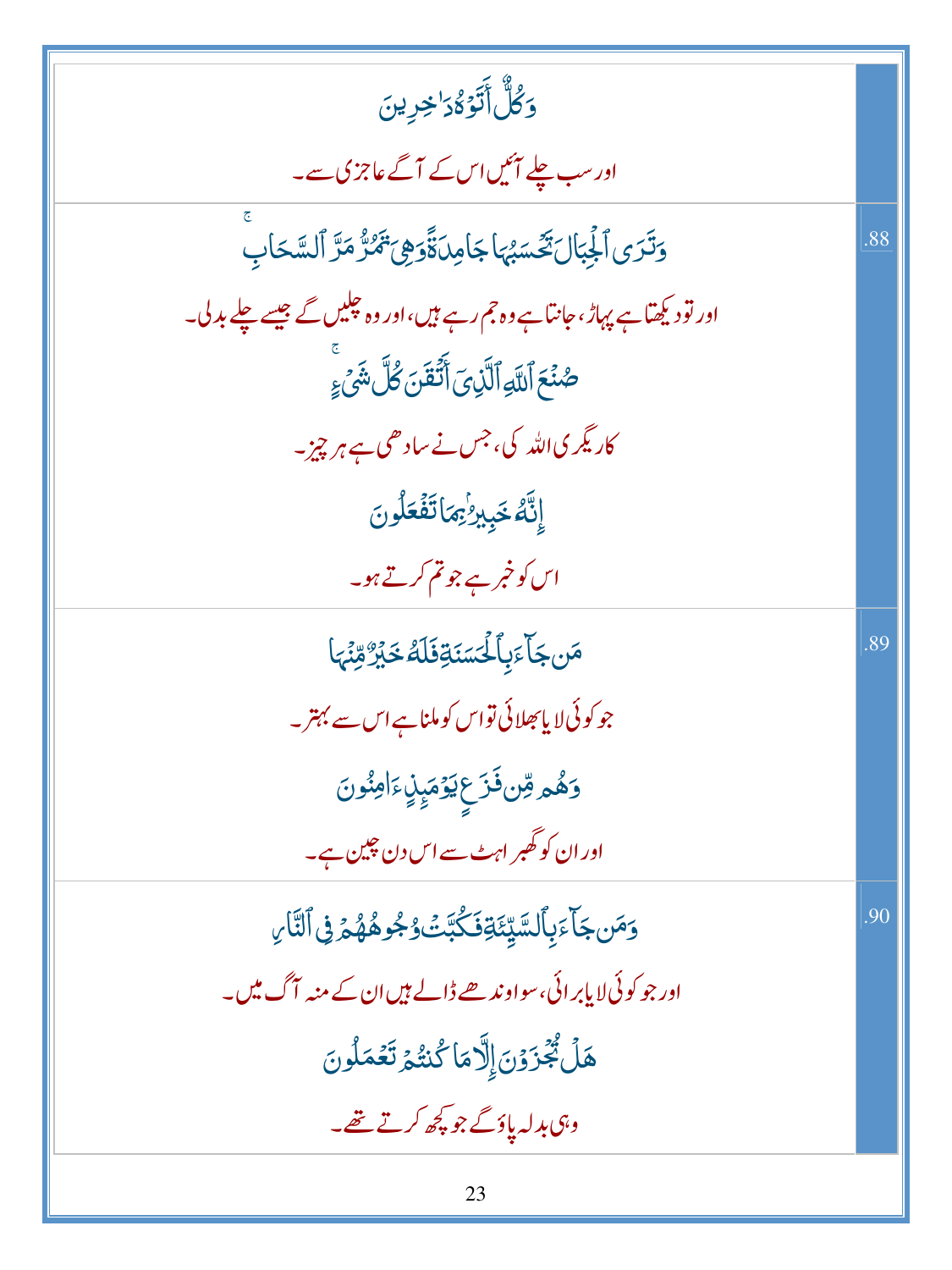| | |
|---|---|
| وَكُلٌّ أَتَوْهُ دَاخِرِينَ<br>اور سب چلے آئیں اس کے آگے عاجزی سے۔ | |
| وَتَرَى ٱلْجِبَالَ تَحْسَبُهَا جَامِدَةً وَهِيَ تَمُرُّ مَرَّ ٱلسَّحَابِ<br>اور تو دیکھتا ہے پہاڑ، جانتا ہے وہ جم رہے ہیں، اور وہ چلیں گے جیسے چلے بدلی۔<br>صُنْعَ ٱللَّهِ ٱلَّذِىٓ أَتْقَنَ كُلَّ شَىْءٍ<br>کاریگری اللہ کی، جس نے سادھی ہے ہر چیز۔<br>إِنَّهُۥ خَبِيرٌۢ بِمَا تَفْعَلُونَ<br>اس کو خبر ہے جو تم کرتے ہو۔ | .88 |
| مَن جَآءَ بِٱلْحَسَنَةِ فَلَهُۥ خَيْرٌ مِّنْهَا<br>جو کوئی لایا بھلائی تو اس کو ملنا ہے اس سے بہتر۔<br>وَهُم مِّن فَزَعٍ يَوْمَئِذٍ ءَامِنُونَ<br>اور ان کو گھبراہٹ سے اس دن چین ہے۔ | .89 |
| وَمَن جَآءَ بِٱلسَّيِّئَةِ فَكُبَّتْ وُجُوهُهُمْ فِى ٱلنَّارِ<br>اور جو کوئی لایا برائی، سو اوندھے ڈالے ہیں ان کے منہ آگ میں۔<br>هَلْ تُجْزَوْنَ إِلَّا مَا كُنتُمْ تَعْمَلُونَ<br>وہی بدلہ پاؤ گے جو کچھ کرتے تھے۔ | .90 |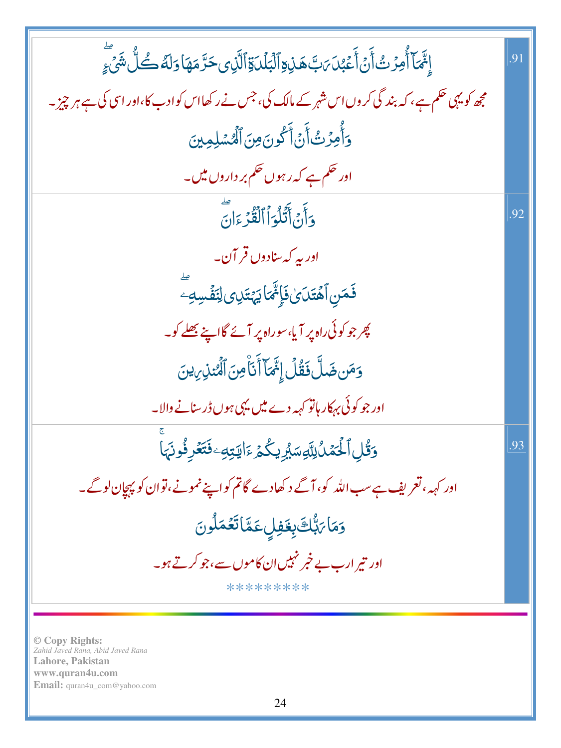.91

إِنَّمَآ أُمِرْتُ أَنْ أَعْبُدَ رَبَّ هَٰذِهِ ٱلْبَلْدَةِ ٱلَّذِى حَرَّمَهَا وَلَهُۥ كُلُّ شَىْءٍ ۖ

مجھ کو یہی حکم ہے، کہ بندگی کروں اس شہر کے مالک کی، جس نے رکھا اس کو ادب کا، اور اسی کی ہے ہر چیز۔

وَأُمِرْتُ أَنْ أَكُونَ مِنَ ٱلْمُسْلِمِينَ

اور حکم ہے کہ رہوں حکم برداروں میں۔

.92

وَأَنْ أَتْلُوَا۟ ٱلْقُرْءَانَ ۖ

اور یہ کہ سنادوں قرآن۔

فَمَنِ ٱهْتَدَىٰ فَإِنَّمَا يَهْتَدِى لِنَفْسِهِۦ ۖ

پھر جو کوئی راہ پر آیا، سو راہ پر آئے گا اپنے بھلے کو۔

وَمَن ضَلَّ فَقُلْ إِنَّمَآ أَنَا۠ مِنَ ٱلْمُنذِرِينَ

اور جو کوئی بہکا رہا تو کہہ دے میں یہی ہوں ڈر سنانے والا۔

.93

وَقُلِ ٱلْحَمْدُ لِلَّهِ سَيُرِيكُمْ ءَايَٰتِهِۦ فَتَعْرِفُونَهَا ۚ

اور کہہ، تعریف ہے سب اللہ کو، آگے دکھادے گا تم کو اپنے نمونے، تو ان کو پہچان لوگے۔

وَمَا رَبُّكَ بِغَٰفِلٍ عَمَّا تَعْمَلُونَ

اور تیرا رب بے خبر نہیں ان کاموں سے، جو کرتے ہو۔

*********

**© Copy Rights:**
*Zahid Javed Rana, Abid Javed Rana*
**Lahore, Pakistan**
**www.quran4u.com**
**Email:** quran4u_com@yahoo.com